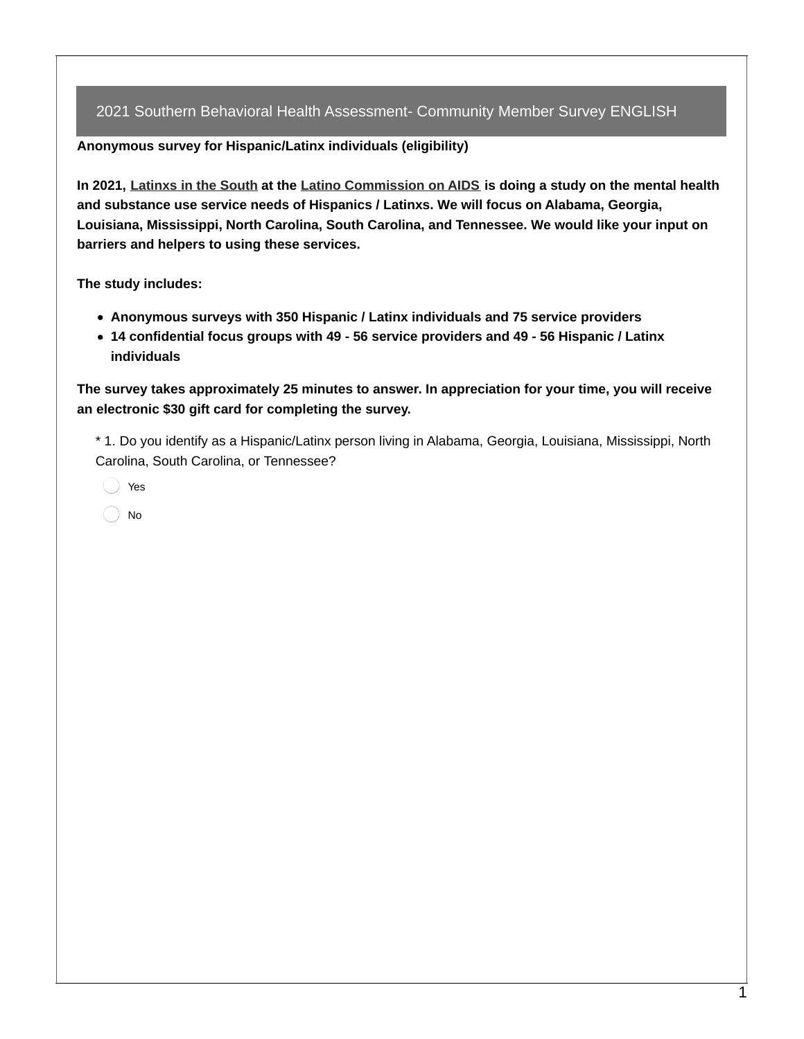# 2021 Southern Behavioral Health Assessment- Community Member Survey ENGLISH

**Anonymous survey for Hispanic/Latinx individuals (eligibility)**

**In 2021, Latinxs in the South at the Latino Commission on AIDS is doing a study on the mental health and substance use service needs of Hispanics / Latinxs. We will focus on Alabama, Georgia, Louisiana, Mississippi, North Carolina, South Carolina, and Tennessee. We would like your input on barriers and helpers to using these services.**

**The study includes:**

- **Anonymous surveys with 350 Hispanic / Latinx individuals and 75 service providers**
- **14 confidential focus groups with 49 - 56 service providers and 49 - 56 Hispanic / Latinx individuals**

**The survey takes approximately 25 minutes to answer. In appreciation for your time, you will receive an electronic $30 gift card for completing the survey.**

* 1. Do you identify as a Hispanic/Latinx person living in Alabama, Georgia, Louisiana, Mississippi, North Carolina, South Carolina, or Tennessee?

- Yes
- No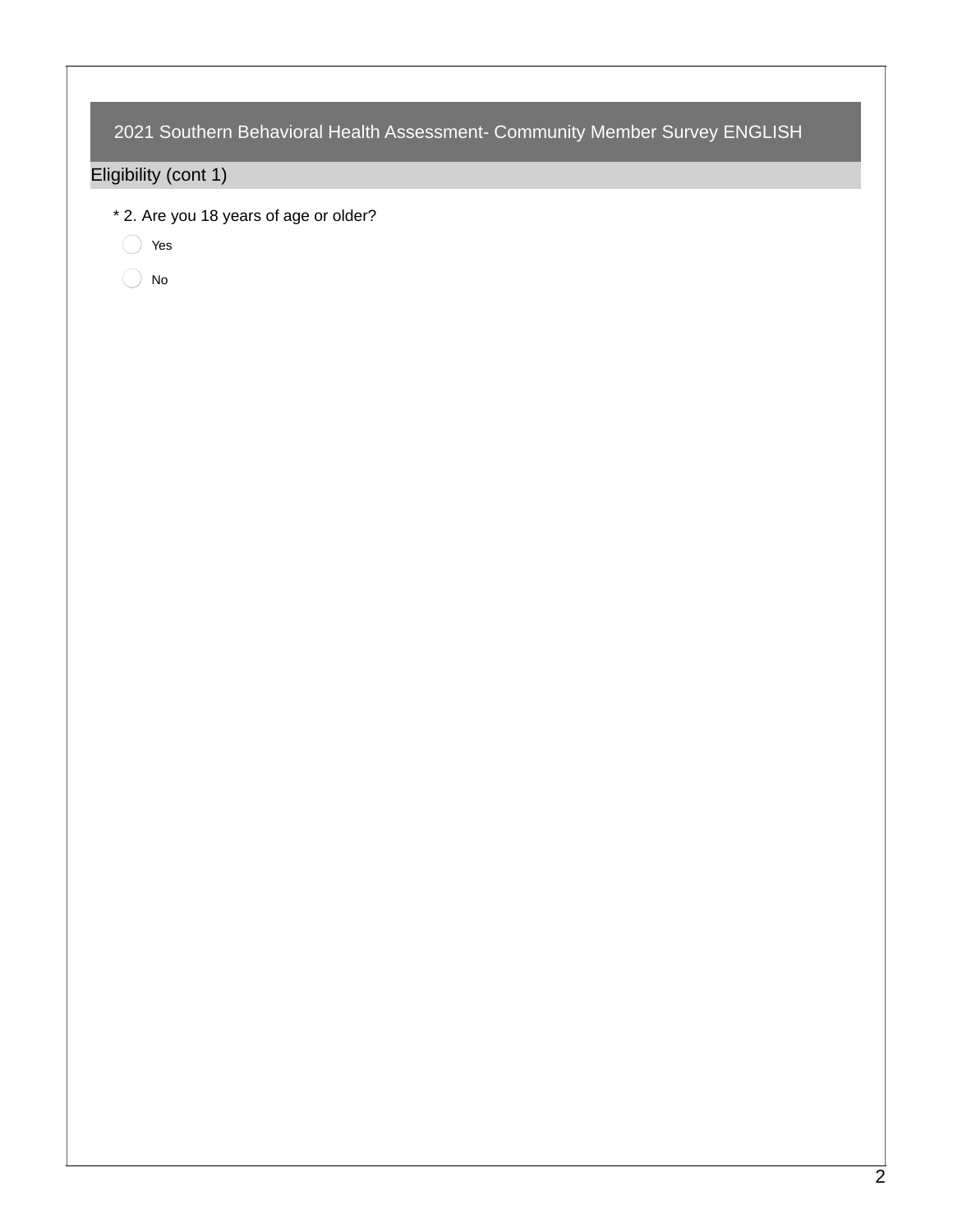# 2021 Southern Behavioral Health Assessment- Community Member Survey ENGLISH

## Eligibility (cont 1)

* 2. Are you 18 years of age or older?

- ◯ Yes
- ◯ No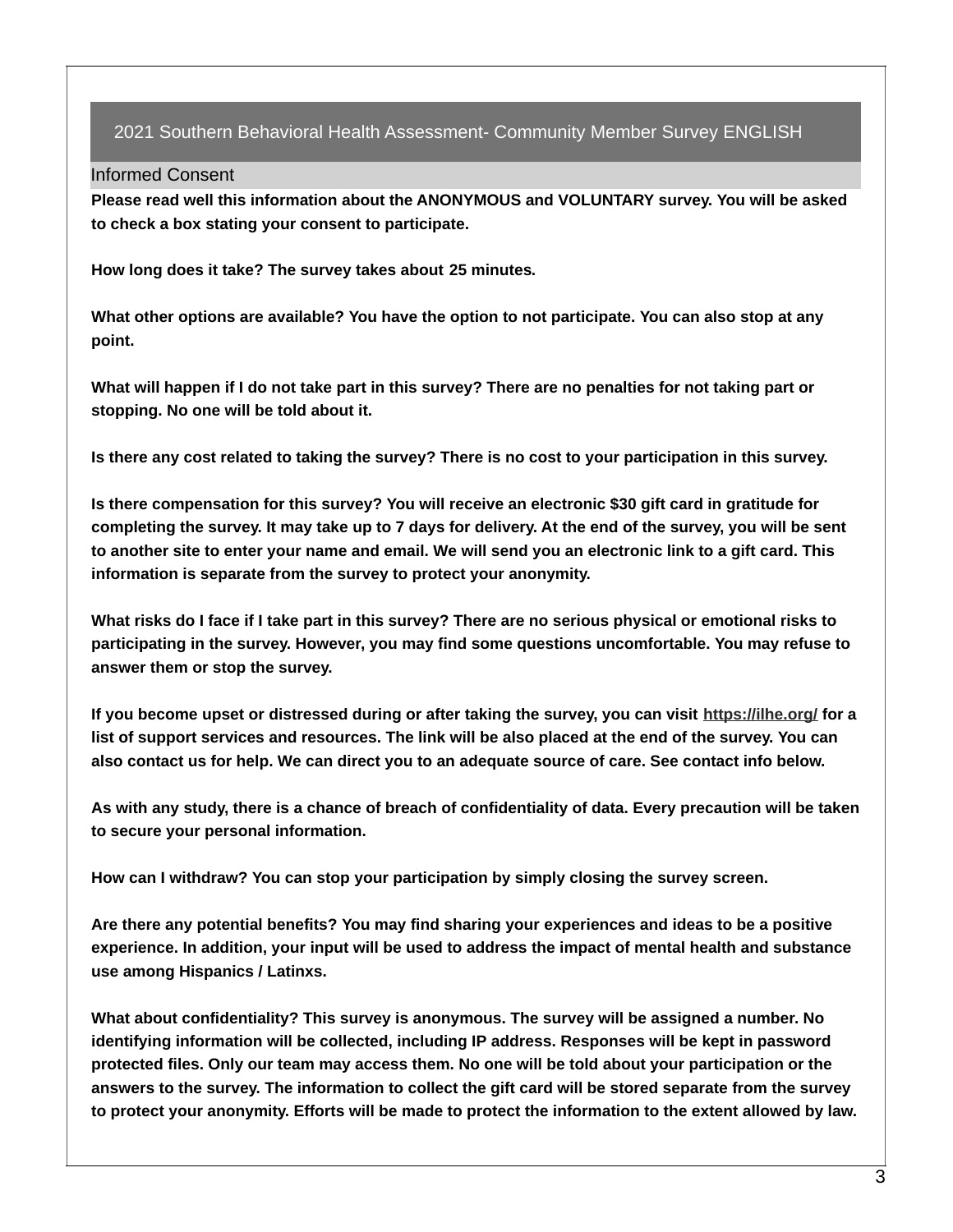## 2021 Southern Behavioral Health Assessment- Community Member Survey ENGLISH

### Informed Consent

**Please read well this information about the ANONYMOUS and VOLUNTARY survey. You will be asked to check a box stating your consent to participate.**

**How long does it take? The survey takes about 25 minutes.**

**What other options are available? You have the option to not participate. You can also stop at any point.**

**What will happen if I do not take part in this survey? There are no penalties for not taking part or stopping. No one will be told about it.**

**Is there any cost related to taking the survey? There is no cost to your participation in this survey.**

**Is there compensation for this survey? You will receive an electronic $30 gift card in gratitude for completing the survey. It may take up to 7 days for delivery. At the end of the survey, you will be sent to another site to enter your name and email. We will send you an electronic link to a gift card. This information is separate from the survey to protect your anonymity.**

**What risks do I face if I take part in this survey? There are no serious physical or emotional risks to participating in the survey. However, you may find some questions uncomfortable. You may refuse to answer them or stop the survey.**

**If you become upset or distressed during or after taking the survey, you can visit https://ilhe.org/ for a list of support services and resources. The link will be also placed at the end of the survey. You can also contact us for help. We can direct you to an adequate source of care. See contact info below.**

**As with any study, there is a chance of breach of confidentiality of data. Every precaution will be taken to secure your personal information.**

**How can I withdraw? You can stop your participation by simply closing the survey screen.**

**Are there any potential benefits? You may find sharing your experiences and ideas to be a positive experience. In addition, your input will be used to address the impact of mental health and substance use among Hispanics / Latinxs.**

**What about confidentiality? This survey is anonymous. The survey will be assigned a number. No identifying information will be collected, including IP address. Responses will be kept in password protected files. Only our team may access them. No one will be told about your participation or the answers to the survey. The information to collect the gift card will be stored separate from the survey to protect your anonymity. Efforts will be made to protect the information to the extent allowed by law.**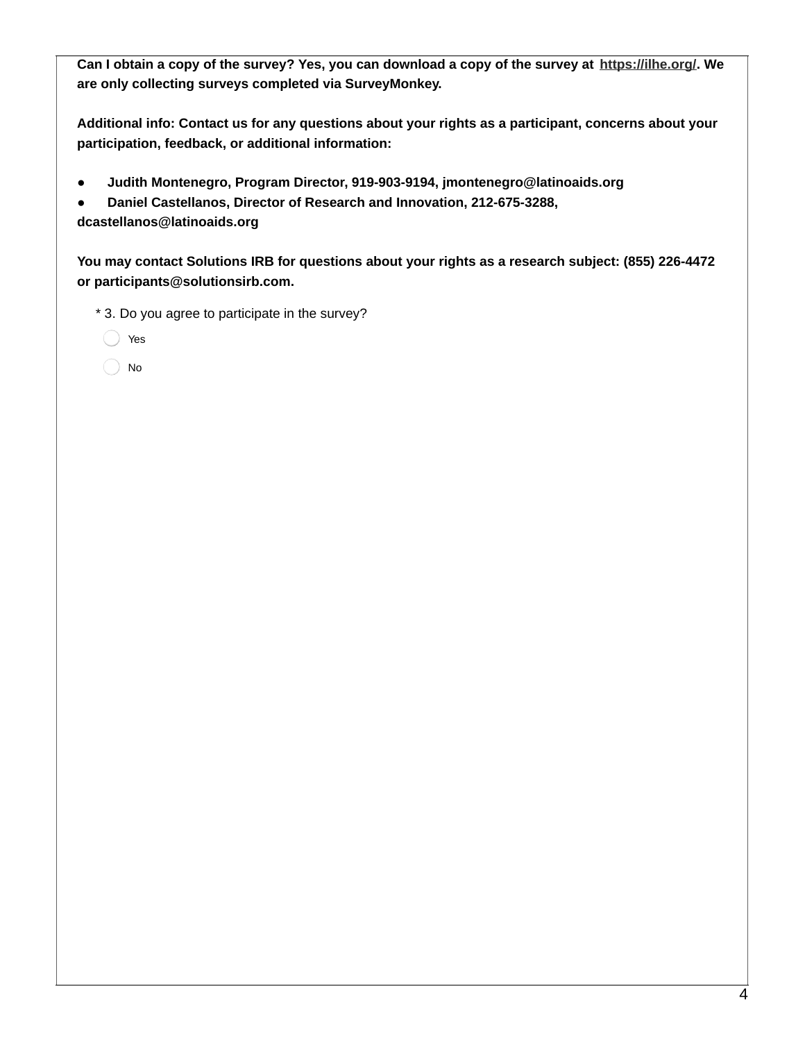**Can I obtain a copy of the survey? Yes, you can download a copy of the survey at [https://ilhe.org/](https://ilhe.org/). We are only collecting surveys completed via SurveyMonkey.**

**Additional info: Contact us for any questions about your rights as a participant, concerns about your participation, feedback, or additional information:**

- **Judith Montenegro, Program Director, 919-903-9194, jmontenegro@latinoaids.org**
- **Daniel Castellanos, Director of Research and Innovation, 212-675-3288, dcastellanos@latinoaids.org**

**You may contact Solutions IRB for questions about your rights as a research subject: (855) 226-4472 or participants@solutionsirb.com.**

\* 3. Do you agree to participate in the survey?

- ◯ Yes
- ◯ No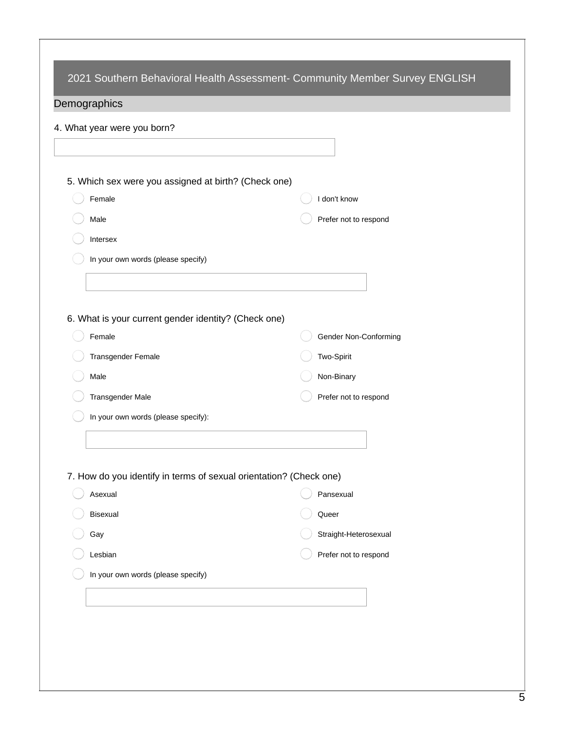# 2021 Southern Behavioral Health Assessment- Community Member Survey ENGLISH

## Demographics

4. What year were you born?

\_\_\_\_\_\_\_\_\_\_\_\_\_\_\_\_\_\_\_\_

5. Which sex were you assigned at birth? (Check one)

- ○ Female
- ○ Male
- ○ Intersex
- ○ In your own words (please specify)

\_\_\_\_\_\_\_\_\_\_\_\_\_\_\_\_\_\_\_\_

- ○ I don't know
- ○ Prefer not to respond

6. What is your current gender identity? (Check one)

- ○ Female
- ○ Transgender Female
- ○ Male
- ○ Transgender Male
- ○ In your own words (please specify):

\_\_\_\_\_\_\_\_\_\_\_\_\_\_\_\_\_\_\_\_

- ○ Gender Non-Conforming
- ○ Two-Spirit
- ○ Non-Binary
- ○ Prefer not to respond

7. How do you identify in terms of sexual orientation? (Check one)

- ○ Asexual
- ○ Bisexual
- ○ Gay
- ○ Lesbian
- ○ In your own words (please specify)

\_\_\_\_\_\_\_\_\_\_\_\_\_\_\_\_\_\_\_\_

- ○ Pansexual
- ○ Queer
- ○ Straight-Heterosexual
- ○ Prefer not to respond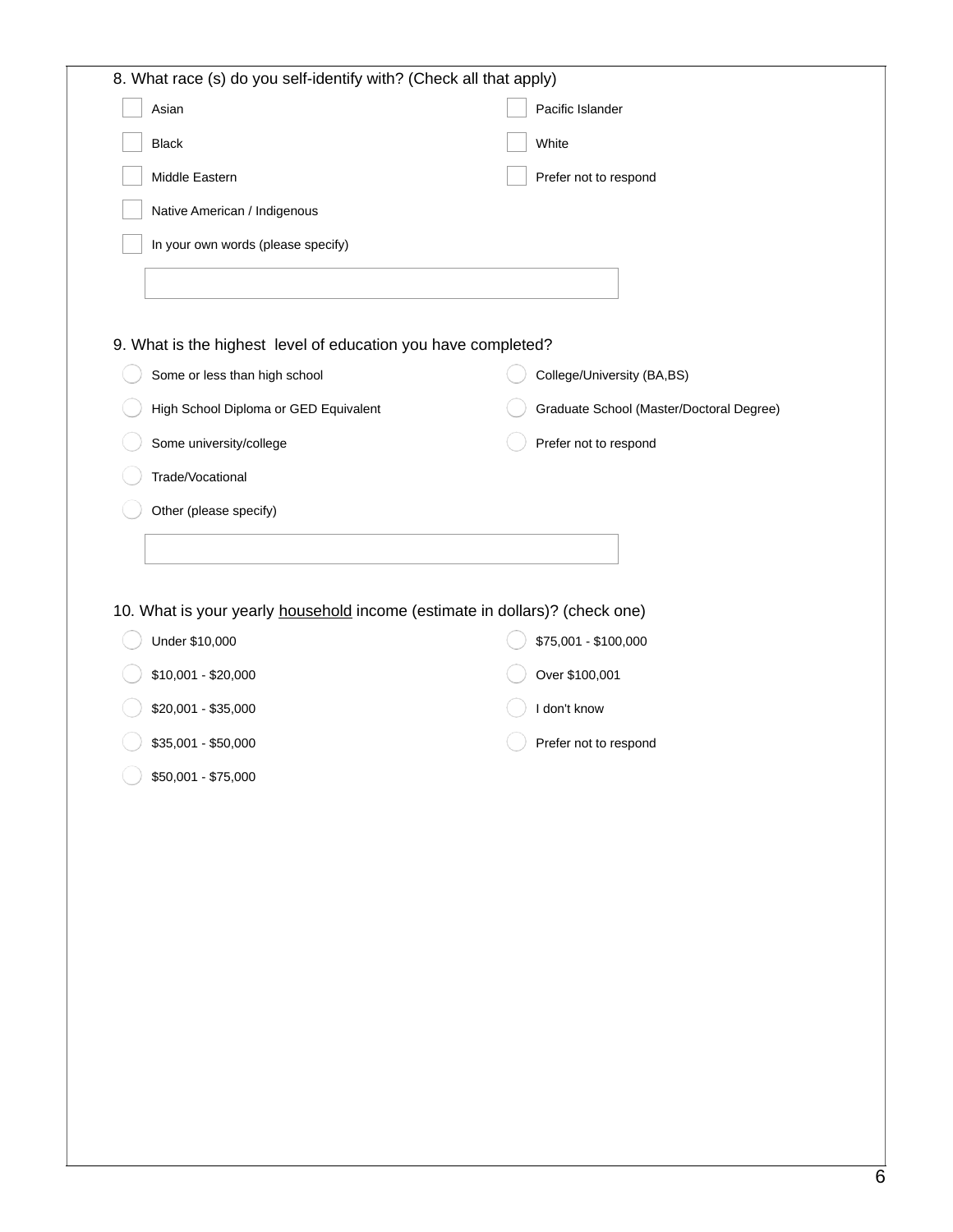8. What race (s) do you self-identify with? (Check all that apply)

- [ ] Asian
- [ ] Black
- [ ] Middle Eastern
- [ ] Native American / Indigenous
- [ ] Pacific Islander
- [ ] White
- [ ] Prefer not to respond
- [ ] In your own words (please specify)

_______________________________

9. What is the highest level of education you have completed?

- ○ Some or less than high school
- ○ High School Diploma or GED Equivalent
- ○ Some university/college
- ○ Trade/Vocational
- ○ College/University (BA,BS)
- ○ Graduate School (Master/Doctoral Degree)
- ○ Prefer not to respond
- ○ Other (please specify)

_______________________________

10. What is your yearly household income (estimate in dollars)? (check one)

- ○ Under $10,000
- ○ $10,001 - $20,000
- ○ $20,001 - $35,000
- ○ $35,001 - $50,000
- ○ $50,001 - $75,000
- ○ $75,001 - $100,000
- ○ Over $100,001
- ○ I don't know
- ○ Prefer not to respond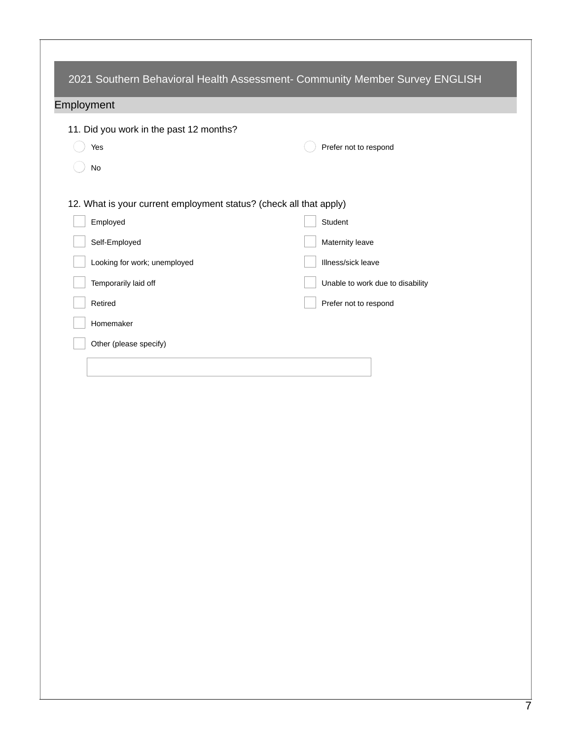## 2021 Southern Behavioral Health Assessment- Community Member Survey ENGLISH

### Employment

11. Did you work in the past 12 months?

- ◯ Yes
- ◯ No
- ◯ Prefer not to respond

12. What is your current employment status? (check all that apply)

- ☐ Employed
- ☐ Self-Employed
- ☐ Looking for work; unemployed
- ☐ Temporarily laid off
- ☐ Retired
- ☐ Homemaker
- ☐ Other (please specify)
- ☐ Student
- ☐ Maternity leave
- ☐ Illness/sick leave
- ☐ Unable to work due to disability
- ☐ Prefer not to respond

\_\_\_\_\_\_\_\_\_\_\_\_\_\_\_\_\_\_\_\_\_\_\_\_\_\_\_\_\_\_\_\_\_\_\_\_\_\_\_\_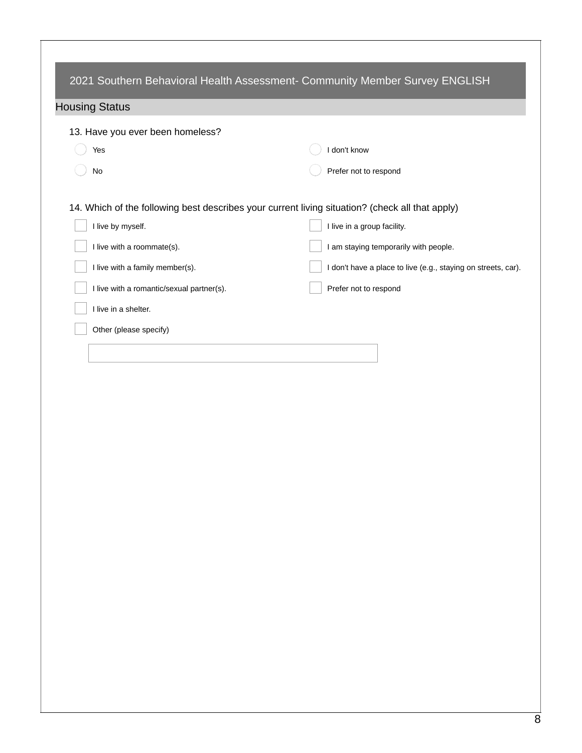# 2021 Southern Behavioral Health Assessment- Community Member Survey ENGLISH

## Housing Status

13. Have you ever been homeless?

- ◯ Yes
- ◯ No
- ◯ I don't know
- ◯ Prefer not to respond

14. Which of the following best describes your current living situation? (check all that apply)

- ☐ I live by myself.
- ☐ I live with a roommate(s).
- ☐ I live with a family member(s).
- ☐ I live with a romantic/sexual partner(s).
- ☐ I live in a shelter.
- ☐ Other (please specify)
- ☐ I live in a group facility.
- ☐ I am staying temporarily with people.
- ☐ I don't have a place to live (e.g., staying on streets, car).
- ☐ Prefer not to respond

_______________________________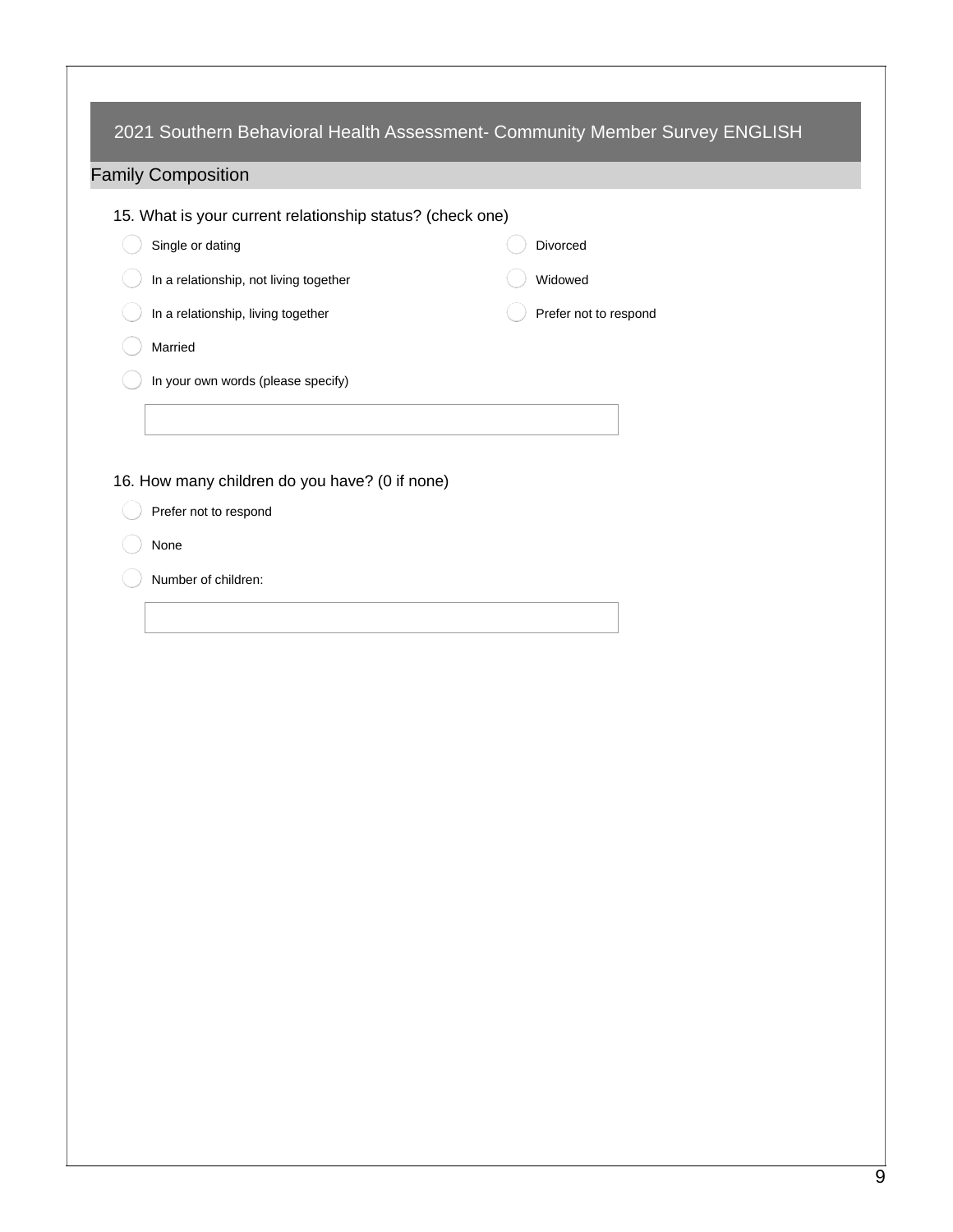# 2021 Southern Behavioral Health Assessment- Community Member Survey ENGLISH

## Family Composition

15. What is your current relationship status? (check one)

- Single or dating
- In a relationship, not living together
- In a relationship, living together
- Married
- Divorced
- Widowed
- Prefer not to respond
- In your own words (please specify)

16. How many children do you have? (0 if none)

- Prefer not to respond
- None
- Number of children: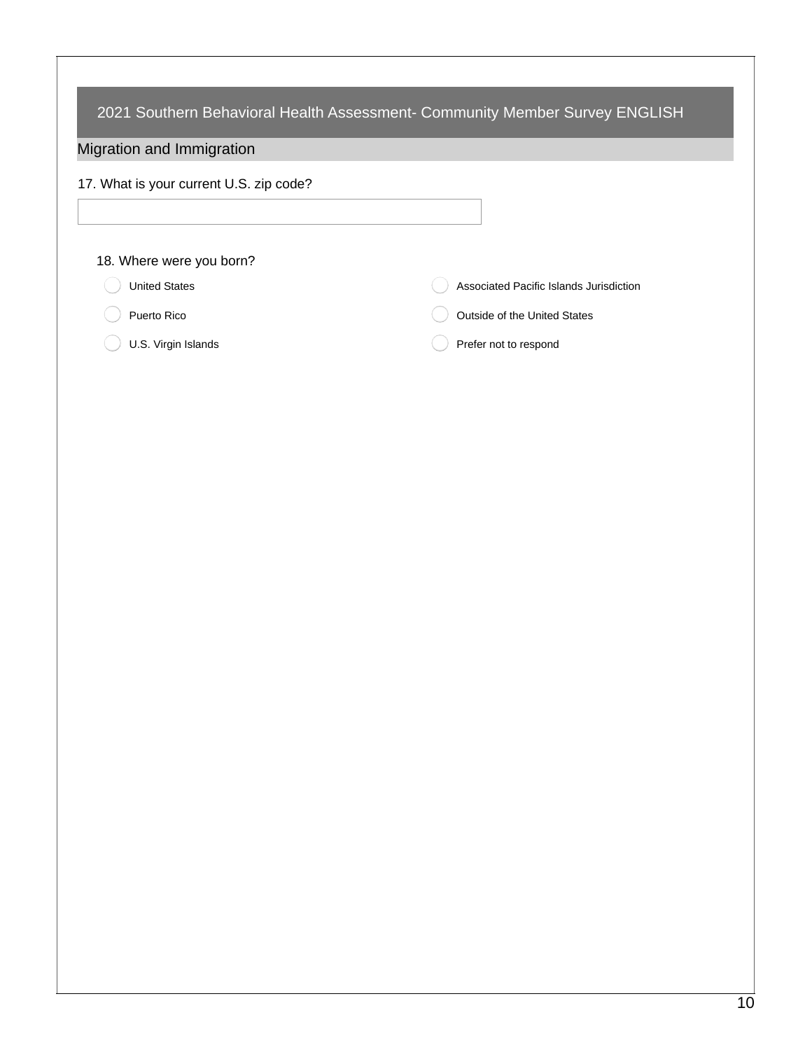## 2021 Southern Behavioral Health Assessment- Community Member Survey ENGLISH

### Migration and Immigration

17. What is your current U.S. zip code?

18. Where were you born?

- United States
- Puerto Rico
- U.S. Virgin Islands
- Associated Pacific Islands Jurisdiction
- Outside of the United States
- Prefer not to respond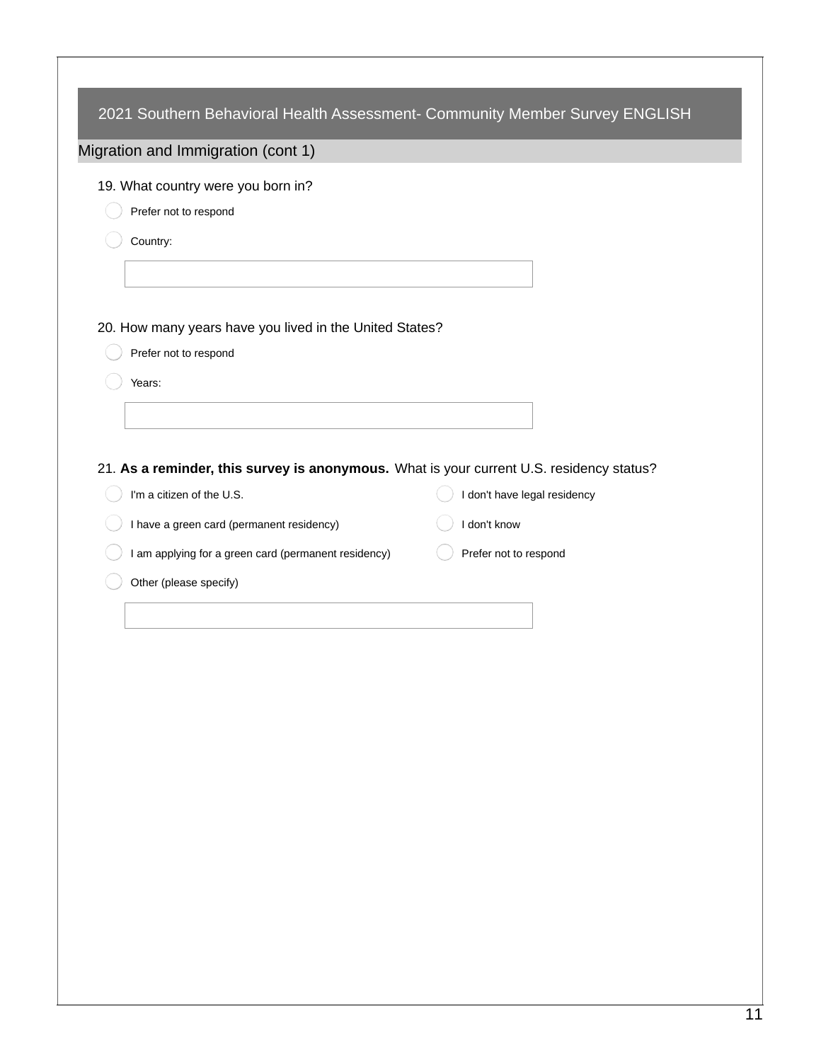# 2021 Southern Behavioral Health Assessment- Community Member Survey ENGLISH

## Migration and Immigration (cont 1)

19. What country were you born in?

- ◯ Prefer not to respond
- ◯ Country:

[ ]

20. How many years have you lived in the United States?

- ◯ Prefer not to respond
- ◯ Years:

[ ]

21. **As a reminder, this survey is anonymous.** What is your current U.S. residency status?

- ◯ I'm a citizen of the U.S.
- ◯ I have a green card (permanent residency)
- ◯ I am applying for a green card (permanent residency)
- ◯ Other (please specify)
- ◯ I don't have legal residency
- ◯ I don't know
- ◯ Prefer not to respond

[ ]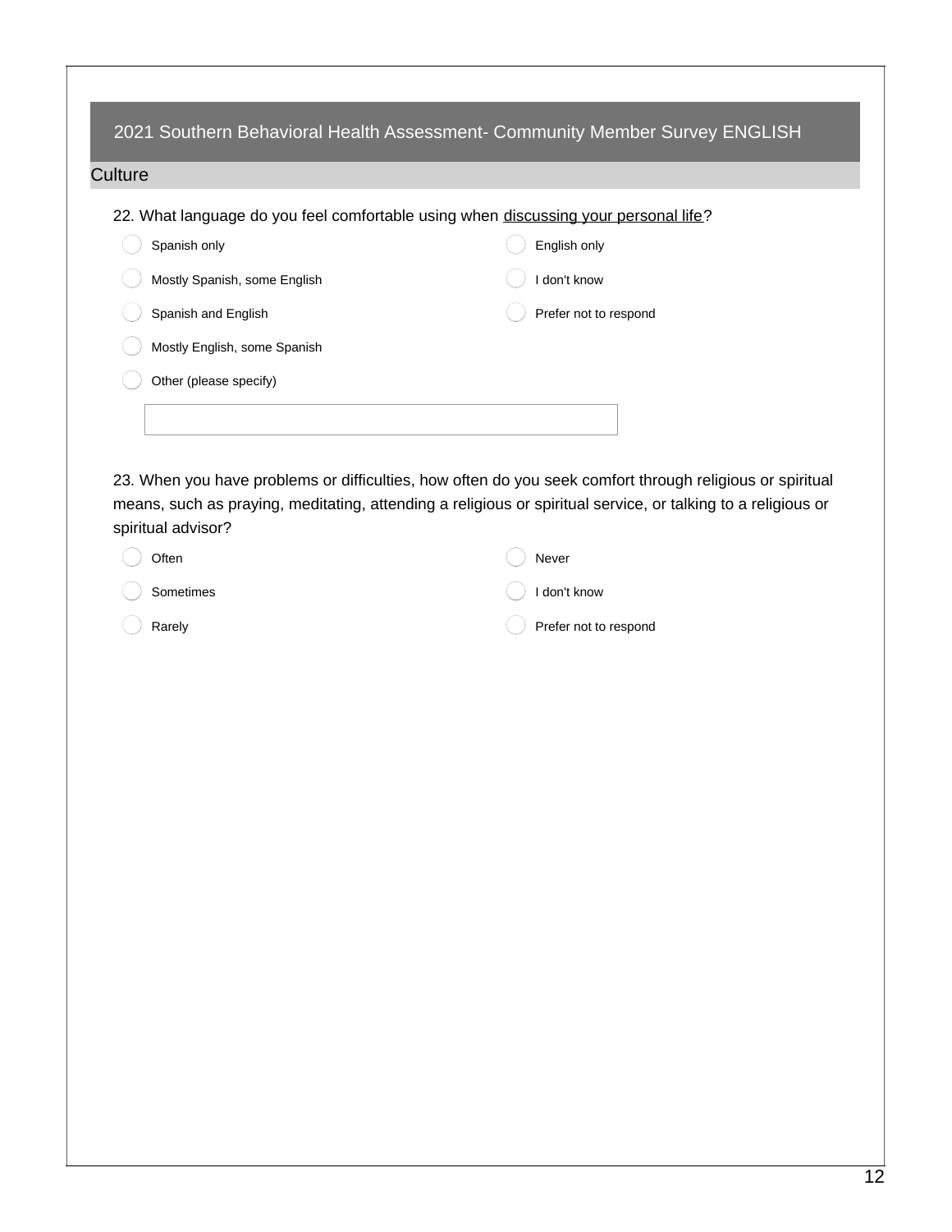## 2021 Southern Behavioral Health Assessment- Community Member Survey ENGLISH

### Culture

22. What language do you feel comfortable using when discussing your personal life?

- Spanish only
- Mostly Spanish, some English
- Spanish and English
- Mostly English, some Spanish
- Other (please specify)
- English only
- I don't know
- Prefer not to respond

23. When you have problems or difficulties, how often do you seek comfort through religious or spiritual means, such as praying, meditating, attending a religious or spiritual service, or talking to a religious or spiritual advisor?

- Often
- Sometimes
- Rarely
- Never
- I don't know
- Prefer not to respond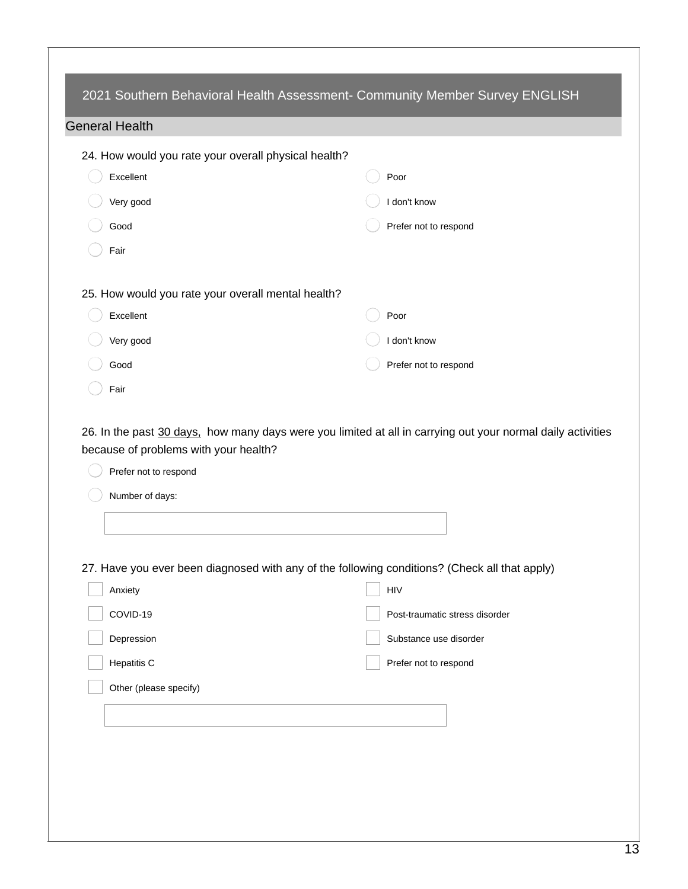## 2021 Southern Behavioral Health Assessment- Community Member Survey ENGLISH

### General Health

24. How would you rate your overall physical health?

- ◯ Excellent
- ◯ Very good
- ◯ Good
- ◯ Fair
- ◯ Poor
- ◯ I don't know
- ◯ Prefer not to respond

25. How would you rate your overall mental health?

- ◯ Excellent
- ◯ Very good
- ◯ Good
- ◯ Fair
- ◯ Poor
- ◯ I don't know
- ◯ Prefer not to respond

26. In the past <u>30 days,</u> how many days were you limited at all in carrying out your normal daily activities because of problems with your health?

- ◯ Prefer not to respond
- ◯ Number of days:

[ ]

27. Have you ever been diagnosed with any of the following conditions? (Check all that apply)

- ☐ Anxiety
- ☐ COVID-19
- ☐ Depression
- ☐ Hepatitis C
- ☐ HIV
- ☐ Post-traumatic stress disorder
- ☐ Substance use disorder
- ☐ Prefer not to respond
- ☐ Other (please specify)

[ ]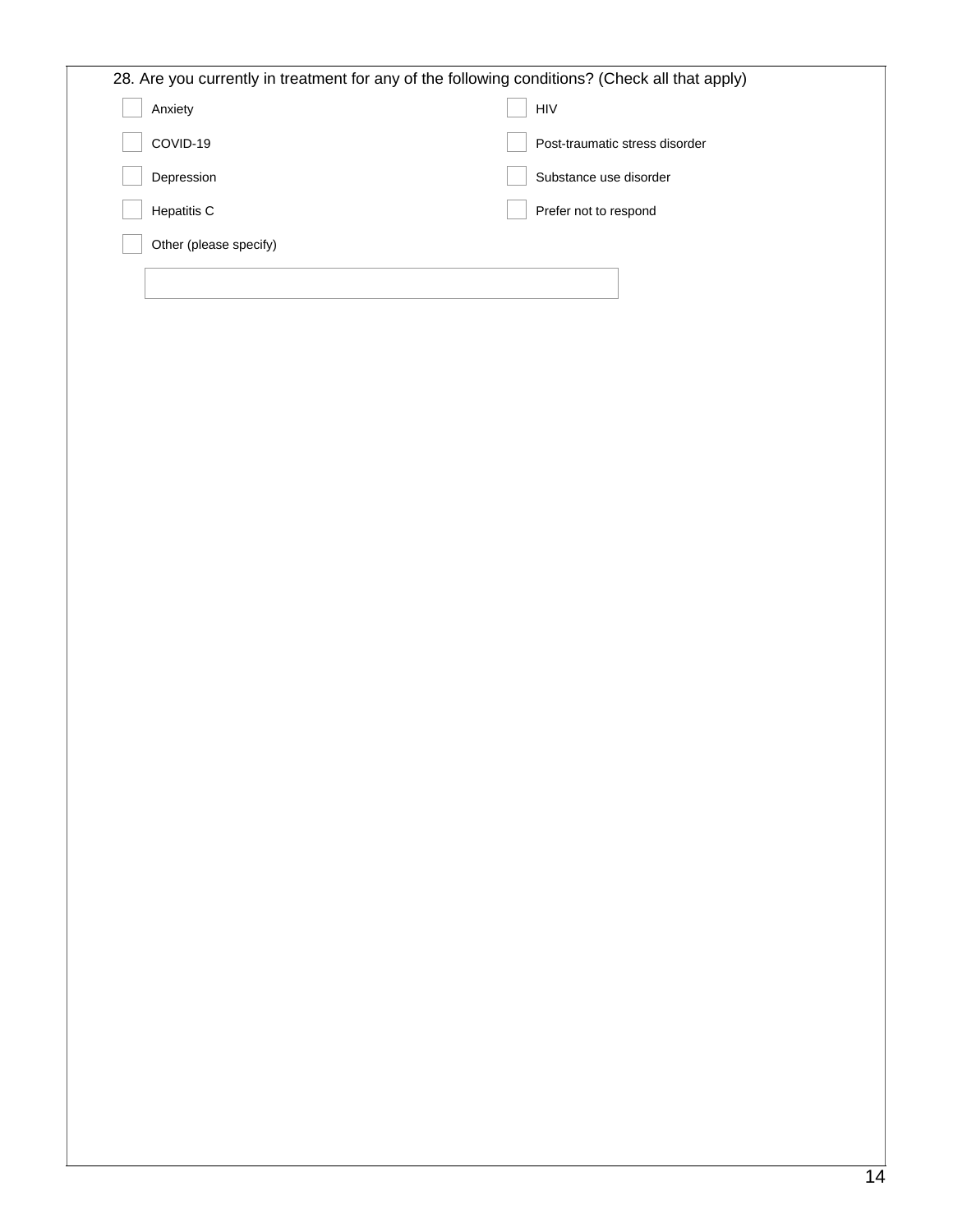28. Are you currently in treatment for any of the following conditions? (Check all that apply)

- [ ] Anxiety
- [ ] COVID-19
- [ ] Depression
- [ ] Hepatitis C
- [ ] HIV
- [ ] Post-traumatic stress disorder
- [ ] Substance use disorder
- [ ] Prefer not to respond
- [ ] Other (please specify)

_______________________________________________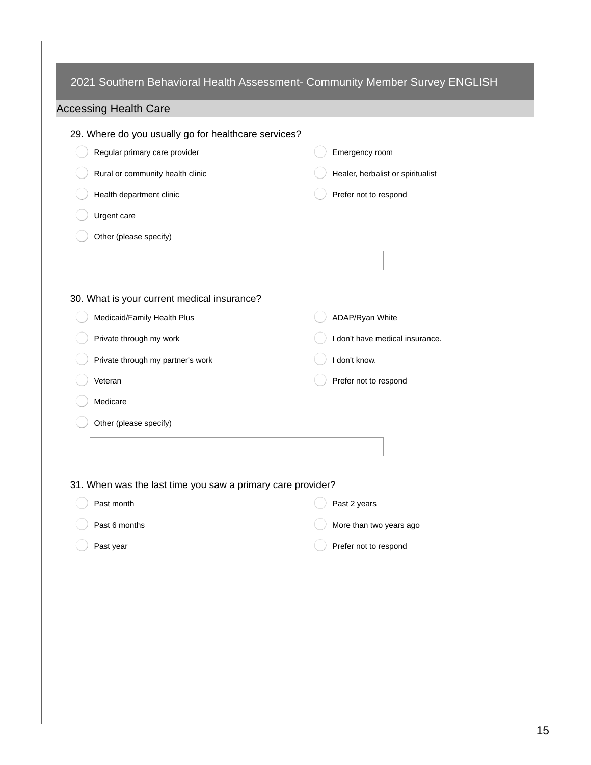## 2021 Southern Behavioral Health Assessment- Community Member Survey ENGLISH

### Accessing Health Care

29. Where do you usually go for healthcare services?

- Regular primary care provider
- Rural or community health clinic
- Health department clinic
- Urgent care
- Emergency room
- Healer, herbalist or spiritualist
- Prefer not to respond
- Other (please specify)

\_\_\_\_\_\_\_\_\_\_\_\_\_\_\_\_\_\_\_\_\_\_\_\_\_\_\_\_\_\_

30. What is your current medical insurance?

- Medicaid/Family Health Plus
- Private through my work
- Private through my partner's work
- Veteran
- Medicare
- ADAP/Ryan White
- I don't have medical insurance.
- I don't know.
- Prefer not to respond
- Other (please specify)

\_\_\_\_\_\_\_\_\_\_\_\_\_\_\_\_\_\_\_\_\_\_\_\_\_\_\_\_\_\_

31. When was the last time you saw a primary care provider?

- Past month
- Past 6 months
- Past year
- Past 2 years
- More than two years ago
- Prefer not to respond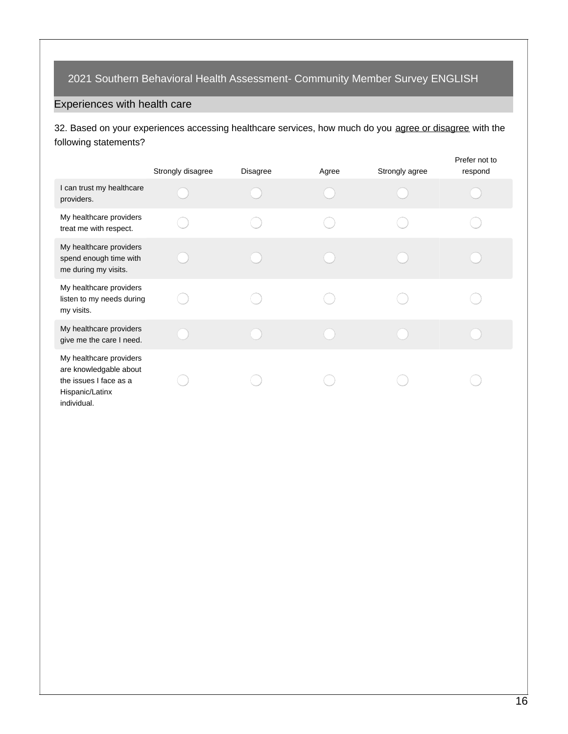## 2021 Southern Behavioral Health Assessment- Community Member Survey ENGLISH

### Experiences with health care

32. Based on your experiences accessing healthcare services, how much do you agree or disagree with the following statements?

| | Strongly disagree | Disagree | Agree | Strongly agree | Prefer not to respond |
|---|---|---|---|---|---|
| I can trust my healthcare providers. | ○ | ○ | ○ | ○ | ○ |
| My healthcare providers treat me with respect. | ○ | ○ | ○ | ○ | ○ |
| My healthcare providers spend enough time with me during my visits. | ○ | ○ | ○ | ○ | ○ |
| My healthcare providers listen to my needs during my visits. | ○ | ○ | ○ | ○ | ○ |
| My healthcare providers give me the care I need. | ○ | ○ | ○ | ○ | ○ |
| My healthcare providers are knowledgable about the issues I face as a Hispanic/Latinx individual. | ○ | ○ | ○ | ○ | ○ |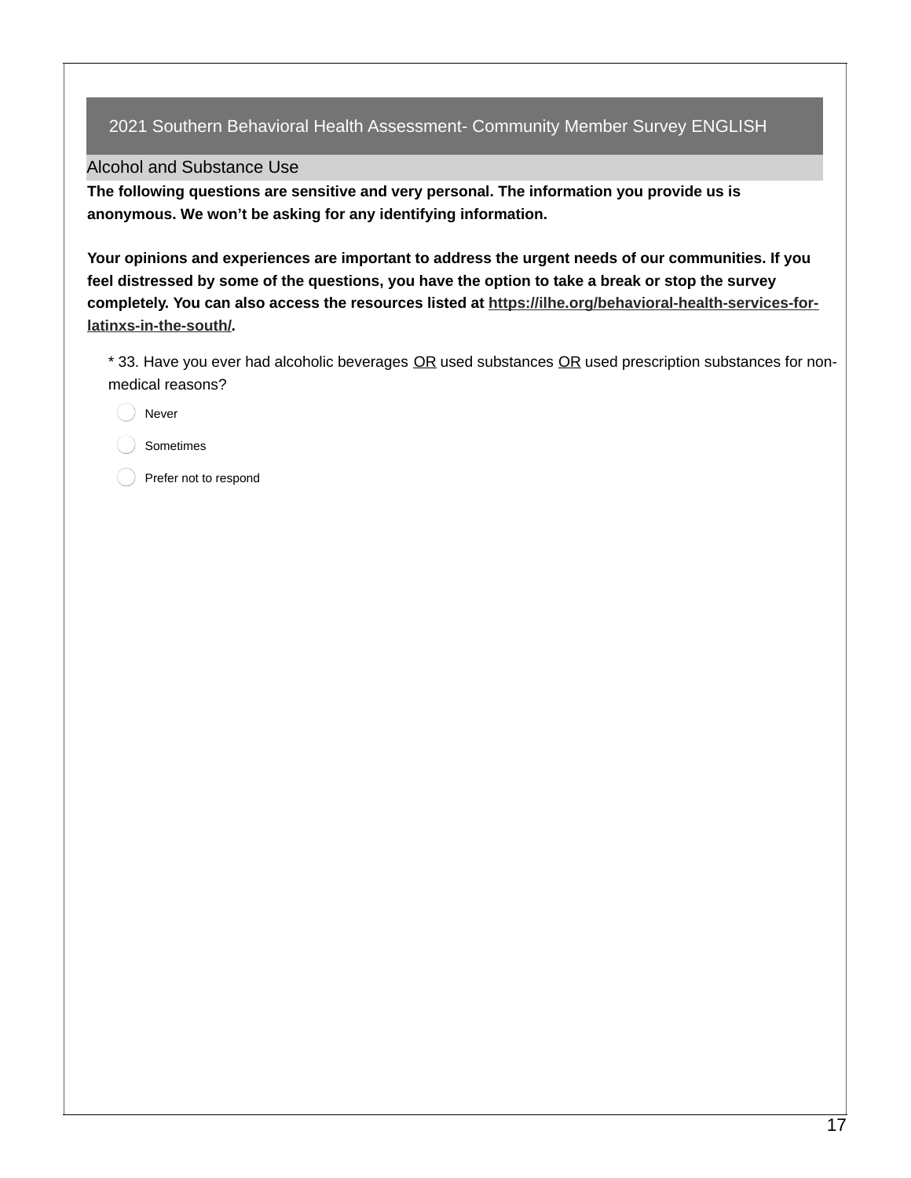## 2021 Southern Behavioral Health Assessment- Community Member Survey ENGLISH

### Alcohol and Substance Use

**The following questions are sensitive and very personal. The information you provide us is anonymous. We won't be asking for any identifying information.**

**Your opinions and experiences are important to address the urgent needs of our communities. If you feel distressed by some of the questions, you have the option to take a break or stop the survey completely. You can also access the resources listed at [https://ilhe.org/behavioral-health-services-for-latinxs-in-the-south/](https://ilhe.org/behavioral-health-services-for-latinxs-in-the-south/).**

\* 33. Have you ever had alcoholic beverages <u>OR</u> used substances <u>OR</u> used prescription substances for non-medical reasons?

- ◯ Never
- ◯ Sometimes
- ◯ Prefer not to respond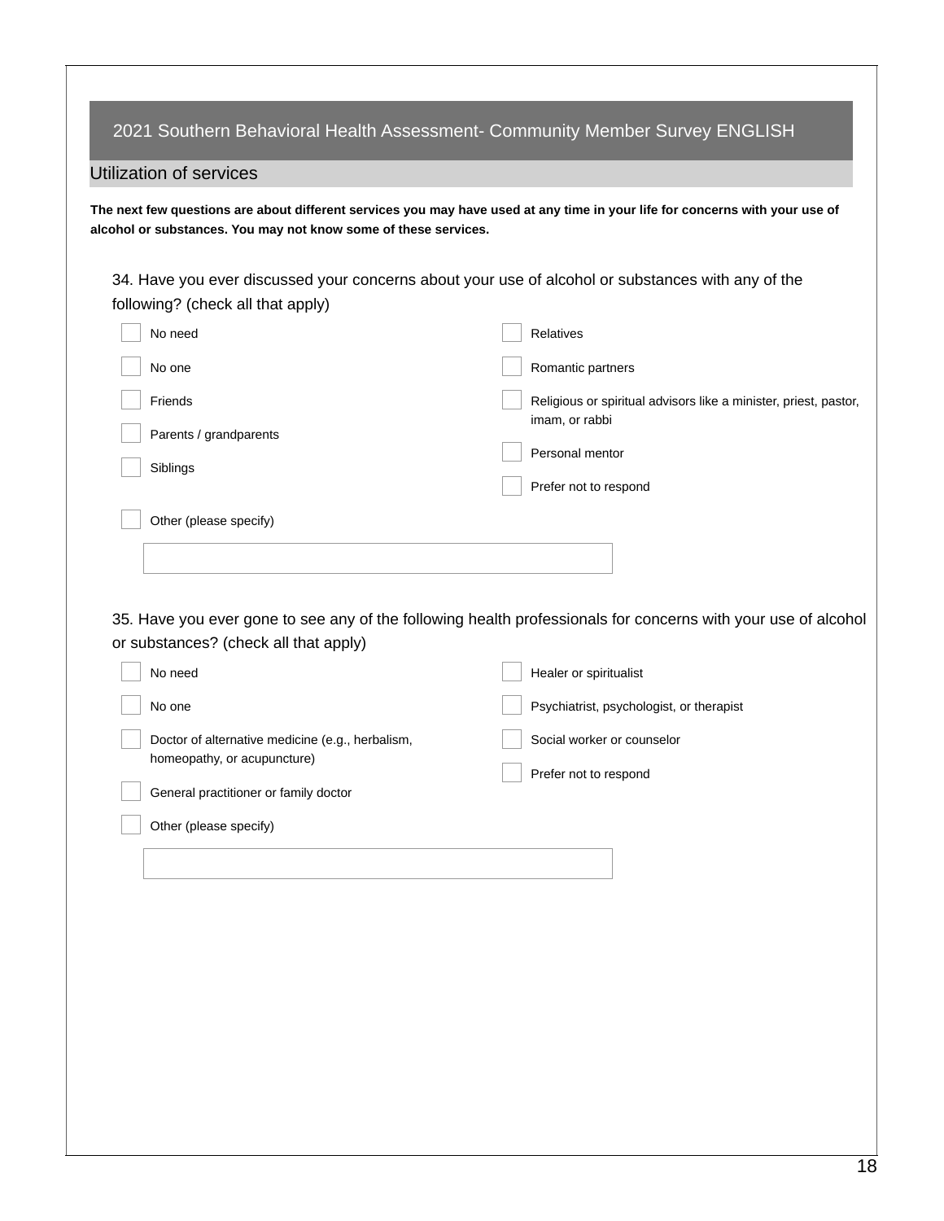## 2021 Southern Behavioral Health Assessment- Community Member Survey ENGLISH

### Utilization of services

**The next few questions are about different services you may have used at any time in your life for concerns with your use of alcohol or substances. You may not know some of these services.**

34. Have you ever discussed your concerns about your use of alcohol or substances with any of the following? (check all that apply)

- [ ] No need
- [ ] No one
- [ ] Friends
- [ ] Parents / grandparents
- [ ] Siblings
- [ ] Relatives
- [ ] Romantic partners
- [ ] Religious or spiritual advisors like a minister, priest, pastor, imam, or rabbi
- [ ] Personal mentor
- [ ] Prefer not to respond
- [ ] Other (please specify)

______________________________

35. Have you ever gone to see any of the following health professionals for concerns with your use of alcohol or substances? (check all that apply)

- [ ] No need
- [ ] No one
- [ ] Doctor of alternative medicine (e.g., herbalism, homeopathy, or acupuncture)
- [ ] General practitioner or family doctor
- [ ] Healer or spiritualist
- [ ] Psychiatrist, psychologist, or therapist
- [ ] Social worker or counselor
- [ ] Prefer not to respond
- [ ] Other (please specify)

______________________________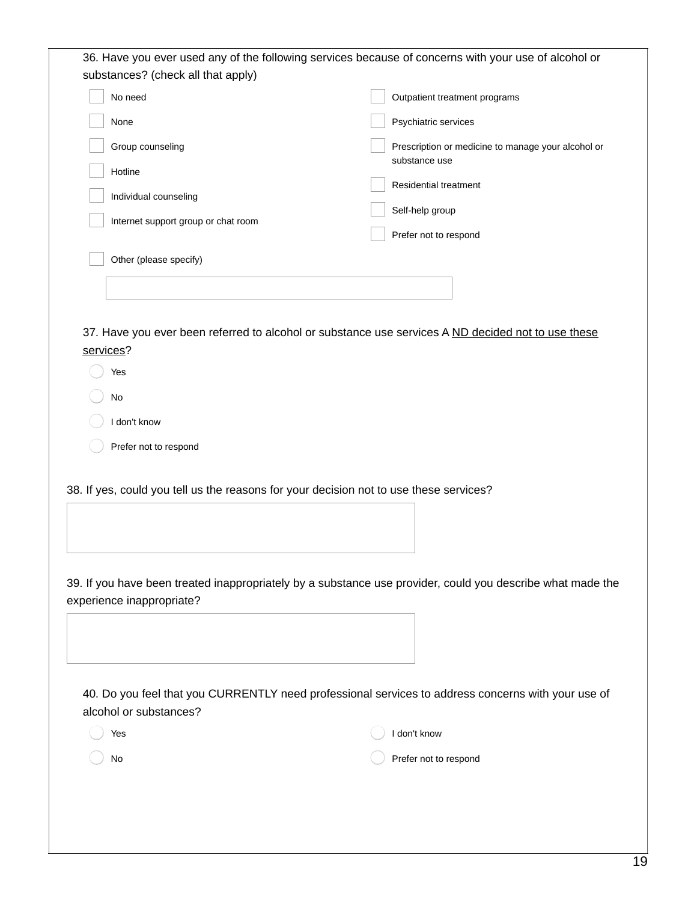36. Have you ever used any of the following services because of concerns with your use of alcohol or substances? (check all that apply)

- ☐ No need
- ☐ None
- ☐ Group counseling
- ☐ Hotline
- ☐ Individual counseling
- ☐ Internet support group or chat room
- ☐ Outpatient treatment programs
- ☐ Psychiatric services
- ☐ Prescription or medicine to manage your alcohol or substance use
- ☐ Residential treatment
- ☐ Self-help group
- ☐ Prefer not to respond
- ☐ Other (please specify)

\_\_\_\_\_\_\_\_\_\_\_\_\_\_\_\_\_\_\_\_\_\_\_\_\_\_\_\_\_\_

37. Have you ever been referred to alcohol or substance use services A ND decided not to use these services?

- ○ Yes
- ○ No
- ○ I don't know
- ○ Prefer not to respond

38. If yes, could you tell us the reasons for your decision not to use these services?

\_\_\_\_\_\_\_\_\_\_\_\_\_\_\_\_\_\_\_\_\_\_\_\_\_\_\_\_\_\_

39. If you have been treated inappropriately by a substance use provider, could you describe what made the experience inappropriate?

\_\_\_\_\_\_\_\_\_\_\_\_\_\_\_\_\_\_\_\_\_\_\_\_\_\_\_\_\_\_

40. Do you feel that you CURRENTLY need professional services to address concerns with your use of alcohol or substances?

- ○ Yes
- ○ No
- ○ I don't know
- ○ Prefer not to respond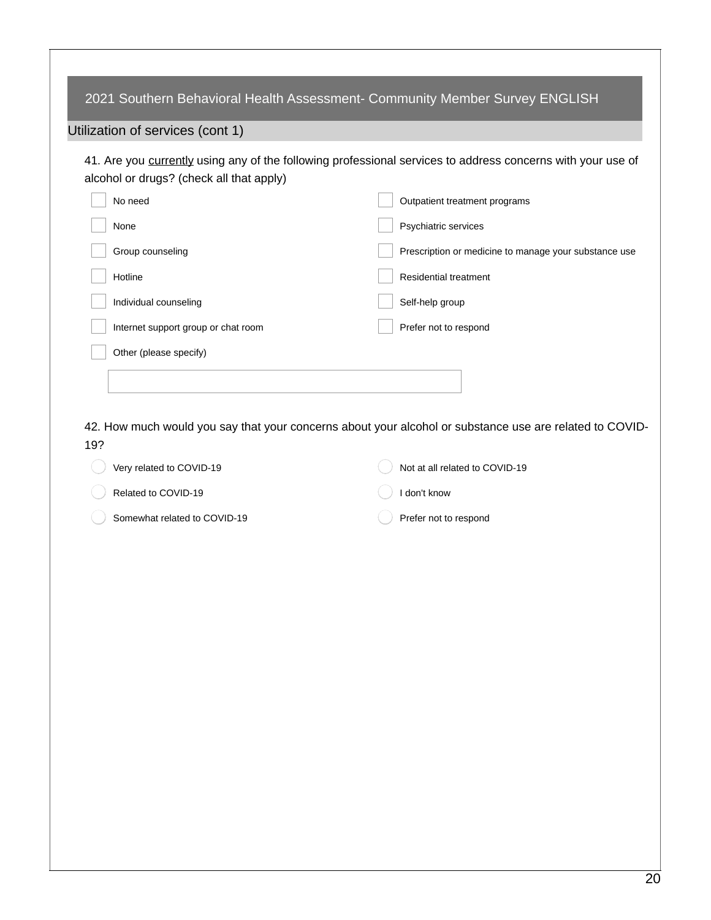## 2021 Southern Behavioral Health Assessment- Community Member Survey ENGLISH

### Utilization of services (cont 1)

41. Are you <u>currently</u> using any of the following professional services to address concerns with your use of alcohol or drugs? (check all that apply)

- [ ] No need
- [ ] None
- [ ] Group counseling
- [ ] Hotline
- [ ] Individual counseling
- [ ] Internet support group or chat room
- [ ] Other (please specify)
- [ ] Outpatient treatment programs
- [ ] Psychiatric services
- [ ] Prescription or medicine to manage your substance use
- [ ] Residential treatment
- [ ] Self-help group
- [ ] Prefer not to respond

Other (please specify): ____________________

42. How much would you say that your concerns about your alcohol or substance use are related to COVID-19?

- ◯ Very related to COVID-19
- ◯ Related to COVID-19
- ◯ Somewhat related to COVID-19
- ◯ Not at all related to COVID-19
- ◯ I don't know
- ◯ Prefer not to respond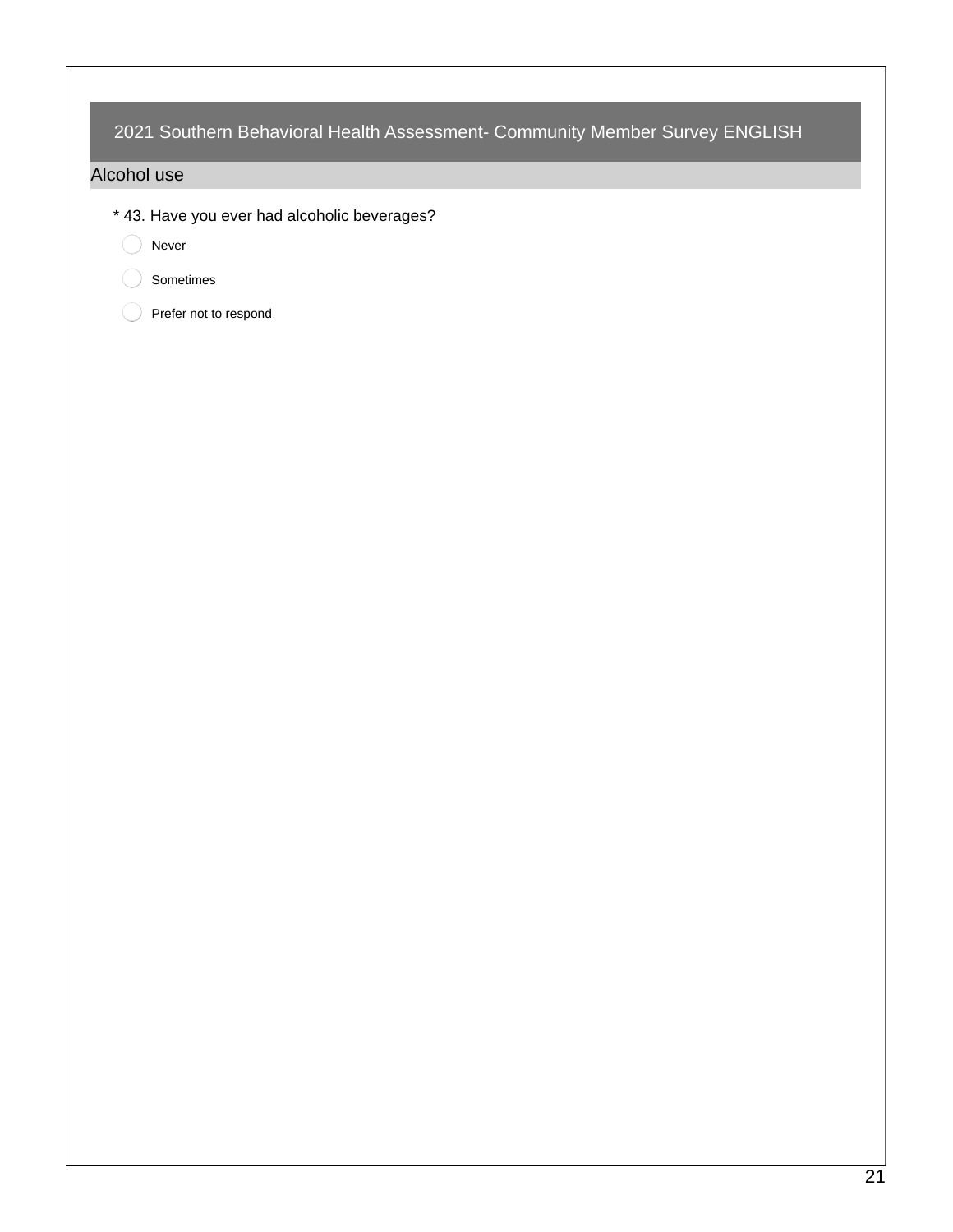## 2021 Southern Behavioral Health Assessment- Community Member Survey ENGLISH

### Alcohol use

* 43. Have you ever had alcoholic beverages?

- Never
- Sometimes
- Prefer not to respond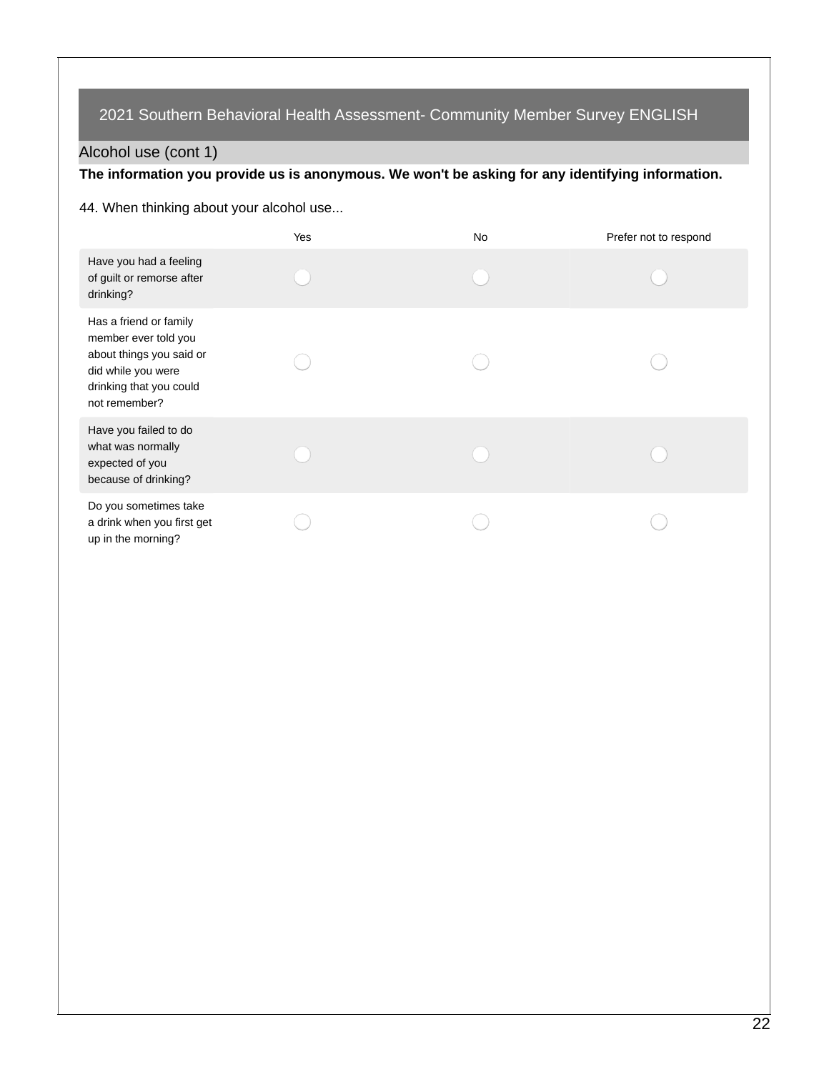## 2021 Southern Behavioral Health Assessment- Community Member Survey ENGLISH

### Alcohol use (cont 1)

**The information you provide us is anonymous. We won't be asking for any identifying information.**

44. When thinking about your alcohol use...

| | Yes | No | Prefer not to respond |
|---|---|---|---|
| Have you had a feeling of guilt or remorse after drinking? | ◯ | ◯ | ◯ |
| Has a friend or family member ever told you about things you said or did while you were drinking that you could not remember? | ◯ | ◯ | ◯ |
| Have you failed to do what was normally expected of you because of drinking? | ◯ | ◯ | ◯ |
| Do you sometimes take a drink when you first get up in the morning? | ◯ | ◯ | ◯ |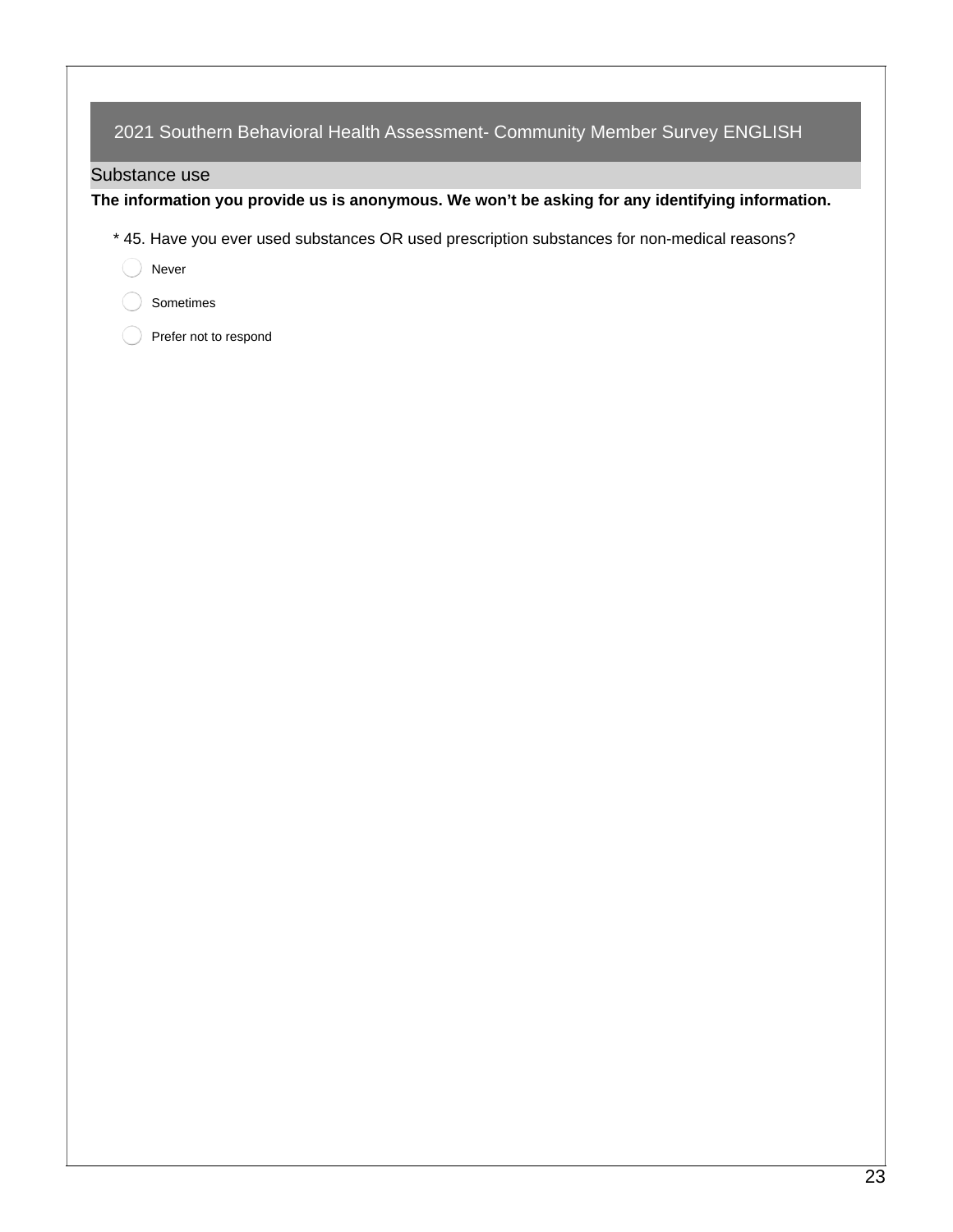## 2021 Southern Behavioral Health Assessment- Community Member Survey ENGLISH

### Substance use

**The information you provide us is anonymous. We won't be asking for any identifying information.**

\* 45. Have you ever used substances OR used prescription substances for non-medical reasons?

- Never
- Sometimes
- Prefer not to respond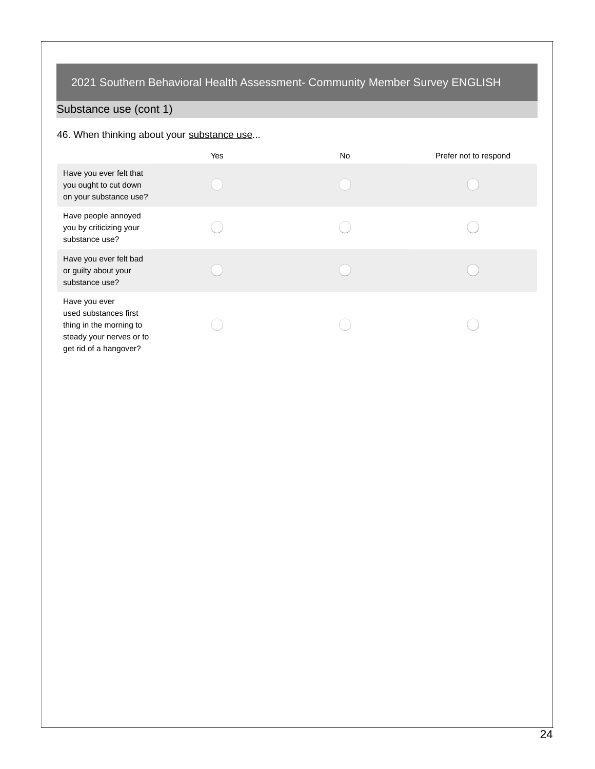## 2021 Southern Behavioral Health Assessment- Community Member Survey ENGLISH

### Substance use (cont 1)

46. When thinking about your substance use...

| | Yes | No | Prefer not to respond |
|---|---|---|---|
| Have you ever felt that you ought to cut down on your substance use? | ◯ | ◯ | ◯ |
| Have people annoyed you by criticizing your substance use? | ◯ | ◯ | ◯ |
| Have you ever felt bad or guilty about your substance use? | ◯ | ◯ | ◯ |
| Have you ever used substances first thing in the morning to steady your nerves or to get rid of a hangover? | ◯ | ◯ | ◯ |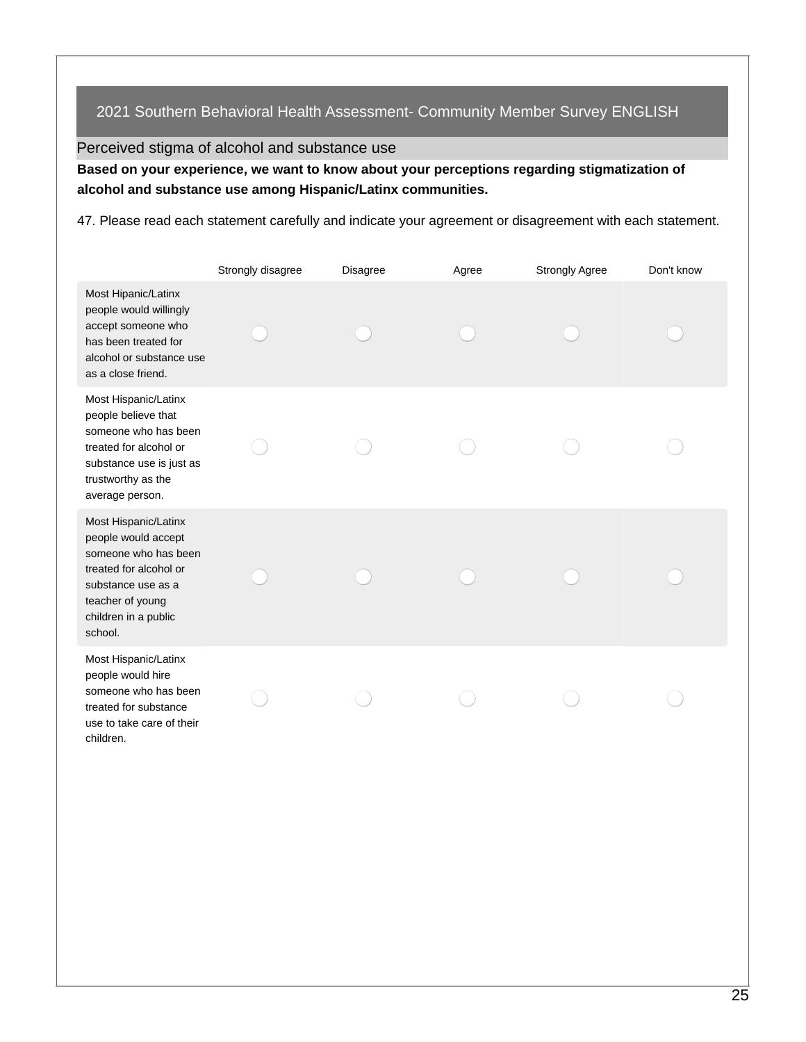## 2021 Southern Behavioral Health Assessment- Community Member Survey ENGLISH

### Perceived stigma of alcohol and substance use

**Based on your experience, we want to know about your perceptions regarding stigmatization of alcohol and substance use among Hispanic/Latinx communities.**

47. Please read each statement carefully and indicate your agreement or disagreement with each statement.

| | Strongly disagree | Disagree | Agree | Strongly Agree | Don't know |
|---|---|---|---|---|---|
| Most Hipanic/Latinx people would willingly accept someone who has been treated for alcohol or substance use as a close friend. | ◯ | ◯ | ◯ | ◯ | ◯ |
| Most Hispanic/Latinx people believe that someone who has been treated for alcohol or substance use is just as trustworthy as the average person. | ◯ | ◯ | ◯ | ◯ | ◯ |
| Most Hispanic/Latinx people would accept someone who has been treated for alcohol or substance use as a teacher of young children in a public school. | ◯ | ◯ | ◯ | ◯ | ◯ |
| Most Hispanic/Latinx people would hire someone who has been treated for substance use to take care of their children. | ◯ | ◯ | ◯ | ◯ | ◯ |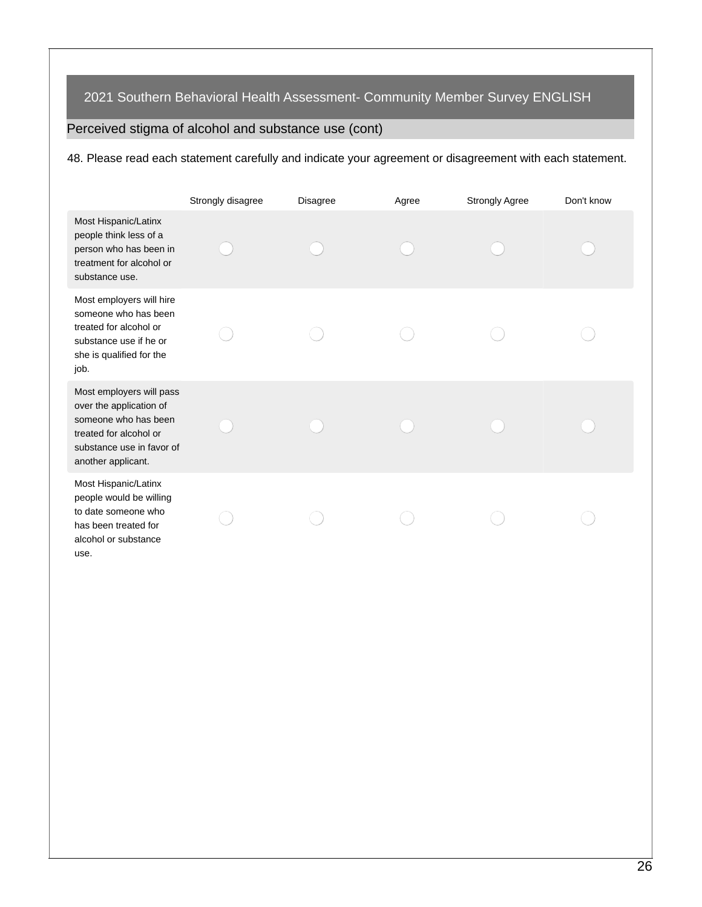## 2021 Southern Behavioral Health Assessment- Community Member Survey ENGLISH

### Perceived stigma of alcohol and substance use (cont)

48. Please read each statement carefully and indicate your agreement or disagreement with each statement.

| | Strongly disagree | Disagree | Agree | Strongly Agree | Don't know |
|---|---|---|---|---|---|
| Most Hispanic/Latinx people think less of a person who has been in treatment for alcohol or substance use. | ○ | ○ | ○ | ○ | ○ |
| Most employers will hire someone who has been treated for alcohol or substance use if he or she is qualified for the job. | ○ | ○ | ○ | ○ | ○ |
| Most employers will pass over the application of someone who has been treated for alcohol or substance use in favor of another applicant. | ○ | ○ | ○ | ○ | ○ |
| Most Hispanic/Latinx people would be willing to date someone who has been treated for alcohol or substance use. | ○ | ○ | ○ | ○ | ○ |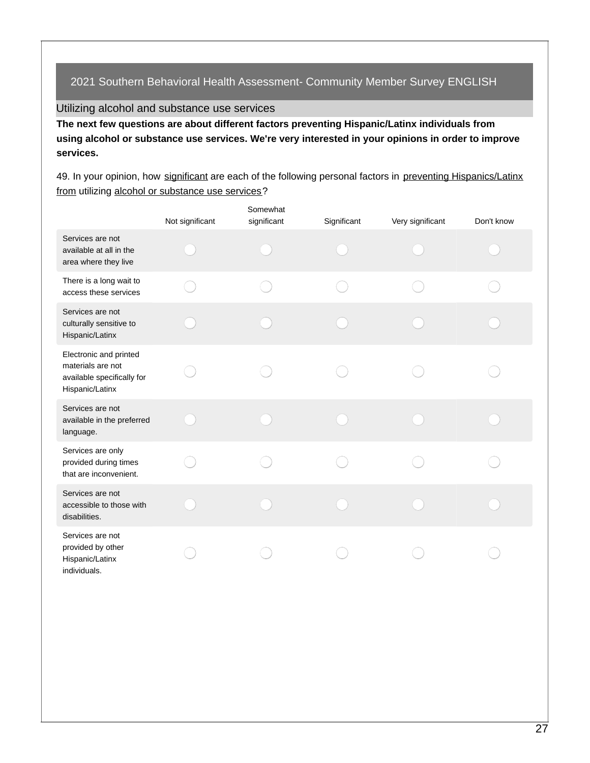## 2021 Southern Behavioral Health Assessment- Community Member Survey ENGLISH

### Utilizing alcohol and substance use services

**The next few questions are about different factors preventing Hispanic/Latinx individuals from using alcohol or substance use services. We're very interested in your opinions in order to improve services.**

49. In your opinion, how significant are each of the following personal factors in preventing Hispanics/Latinx from utilizing alcohol or substance use services?

| | Not significant | Somewhat significant | Significant | Very significant | Don't know |
|---|---|---|---|---|---|
| Services are not available at all in the area where they live | ◯ | ◯ | ◯ | ◯ | ◯ |
| There is a long wait to access these services | ◯ | ◯ | ◯ | ◯ | ◯ |
| Services are not culturally sensitive to Hispanic/Latinx | ◯ | ◯ | ◯ | ◯ | ◯ |
| Electronic and printed materials are not available specifically for Hispanic/Latinx | ◯ | ◯ | ◯ | ◯ | ◯ |
| Services are not available in the preferred language. | ◯ | ◯ | ◯ | ◯ | ◯ |
| Services are only provided during times that are inconvenient. | ◯ | ◯ | ◯ | ◯ | ◯ |
| Services are not accessible to those with disabilities. | ◯ | ◯ | ◯ | ◯ | ◯ |
| Services are not provided by other Hispanic/Latinx individuals. | ◯ | ◯ | ◯ | ◯ | ◯ |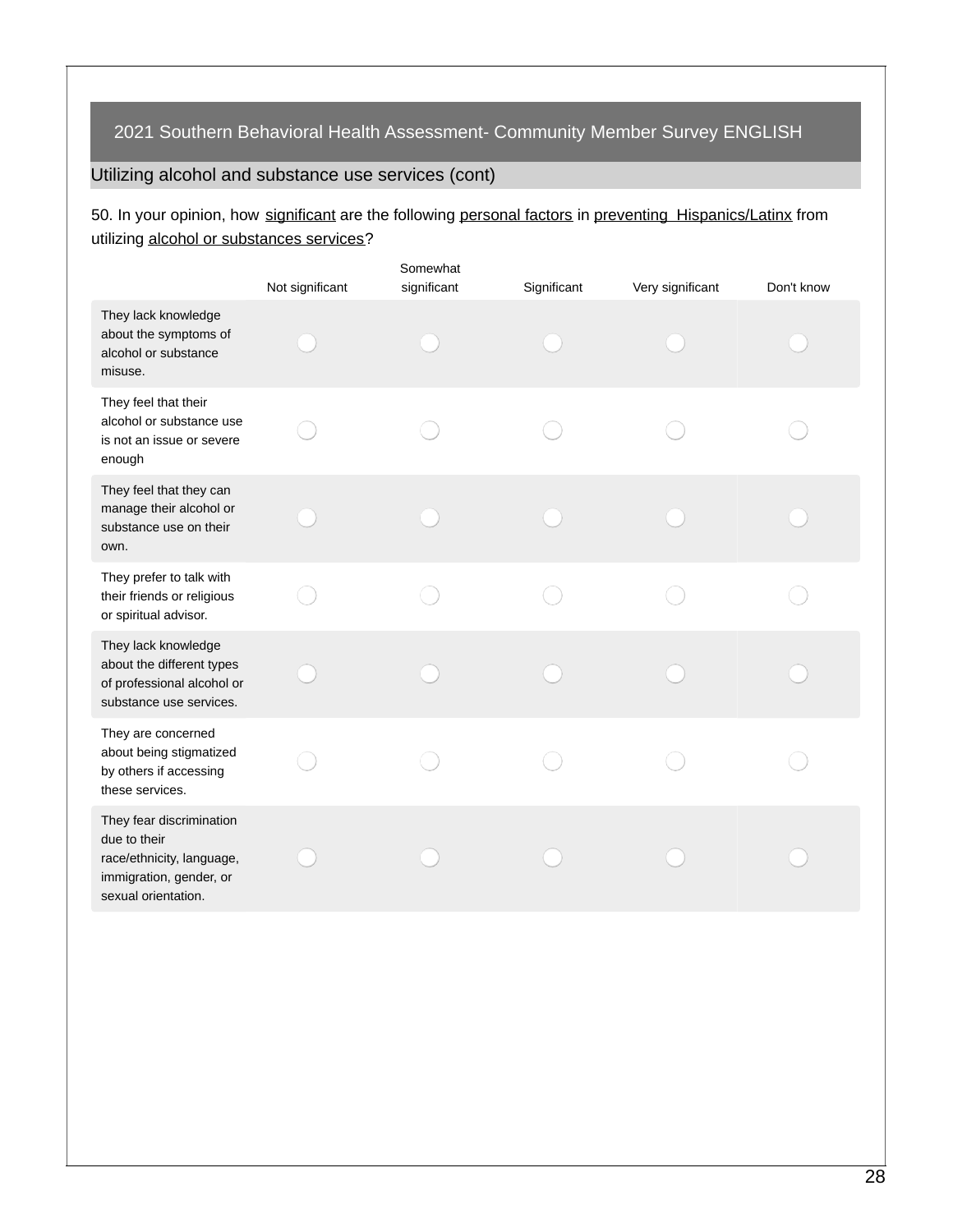## 2021 Southern Behavioral Health Assessment- Community Member Survey ENGLISH

### Utilizing alcohol and substance use services (cont)

50. In your opinion, how significant are the following personal factors in preventing Hispanics/Latinx from utilizing alcohol or substances services?

| | Not significant | Somewhat significant | Significant | Very significant | Don't know |
|---|---|---|---|---|---|
| They lack knowledge about the symptoms of alcohol or substance misuse. | ○ | ○ | ○ | ○ | ○ |
| They feel that their alcohol or substance use is not an issue or severe enough | ○ | ○ | ○ | ○ | ○ |
| They feel that they can manage their alcohol or substance use on their own. | ○ | ○ | ○ | ○ | ○ |
| They prefer to talk with their friends or religious or spiritual advisor. | ○ | ○ | ○ | ○ | ○ |
| They lack knowledge about the different types of professional alcohol or substance use services. | ○ | ○ | ○ | ○ | ○ |
| They are concerned about being stigmatized by others if accessing these services. | ○ | ○ | ○ | ○ | ○ |
| They fear discrimination due to their race/ethnicity, language, immigration, gender, or sexual orientation. | ○ | ○ | ○ | ○ | ○ |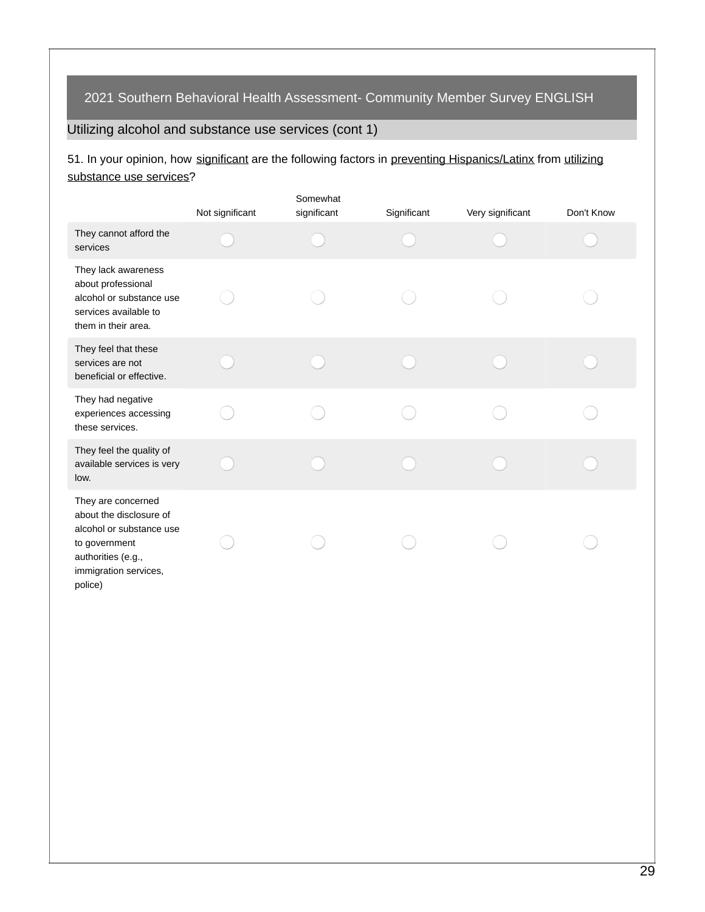## 2021 Southern Behavioral Health Assessment- Community Member Survey ENGLISH

### Utilizing alcohol and substance use services (cont 1)

51. In your opinion, how significant are the following factors in preventing Hispanics/Latinx from utilizing substance use services?

| | Not significant | Somewhat significant | Significant | Very significant | Don't Know |
|---|---|---|---|---|---|
| They cannot afford the services | ◯ | ◯ | ◯ | ◯ | ◯ |
| They lack awareness about professional alcohol or substance use services available to them in their area. | ◯ | ◯ | ◯ | ◯ | ◯ |
| They feel that these services are not beneficial or effective. | ◯ | ◯ | ◯ | ◯ | ◯ |
| They had negative experiences accessing these services. | ◯ | ◯ | ◯ | ◯ | ◯ |
| They feel the quality of available services is very low. | ◯ | ◯ | ◯ | ◯ | ◯ |
| They are concerned about the disclosure of alcohol or substance use to government authorities (e.g., immigration services, police) | ◯ | ◯ | ◯ | ◯ | ◯ |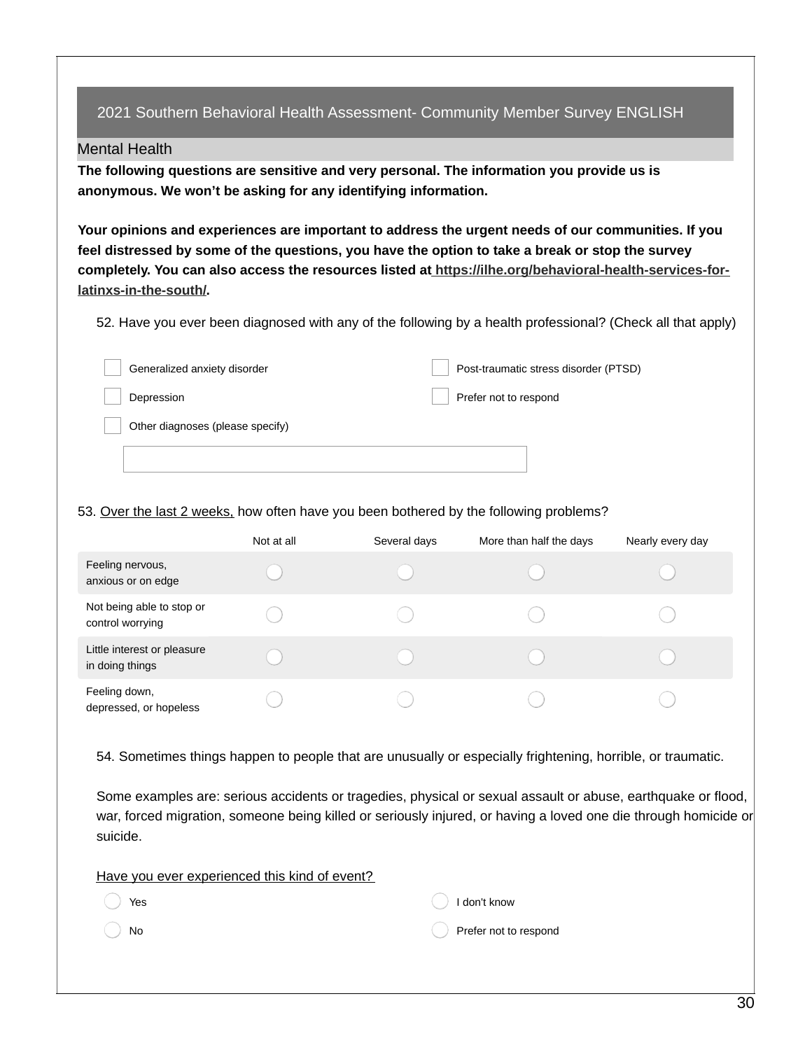## 2021 Southern Behavioral Health Assessment- Community Member Survey ENGLISH

### Mental Health

**The following questions are sensitive and very personal. The information you provide us is anonymous. We won't be asking for any identifying information.**

**Your opinions and experiences are important to address the urgent needs of our communities. If you feel distressed by some of the questions, you have the option to take a break or stop the survey completely. You can also access the resources listed at https://ilhe.org/behavioral-health-services-for-latinxs-in-the-south/.**

52. Have you ever been diagnosed with any of the following by a health professional? (Check all that apply)

- ☐ Generalized anxiety disorder
- ☐ Post-traumatic stress disorder (PTSD)
- ☐ Depression
- ☐ Prefer not to respond
- ☐ Other diagnoses (please specify)

\_\_\_\_\_\_\_\_\_\_\_\_\_\_\_\_\_\_\_\_\_\_\_\_

53. Over the last 2 weeks, how often have you been bothered by the following problems?

| | Not at all | Several days | More than half the days | Nearly every day |
|---|---|---|---|---|
| Feeling nervous, anxious or on edge | ○ | ○ | ○ | ○ |
| Not being able to stop or control worrying | ○ | ○ | ○ | ○ |
| Little interest or pleasure in doing things | ○ | ○ | ○ | ○ |
| Feeling down, depressed, or hopeless | ○ | ○ | ○ | ○ |

54. Sometimes things happen to people that are unusually or especially frightening, horrible, or traumatic.

Some examples are: serious accidents or tragedies, physical or sexual assault or abuse, earthquake or flood, war, forced migration, someone being killed or seriously injured, or having a loved one die through homicide or suicide.

Have you ever experienced this kind of event?

- ○ Yes
- ○ I don't know
- ○ No
- ○ Prefer not to respond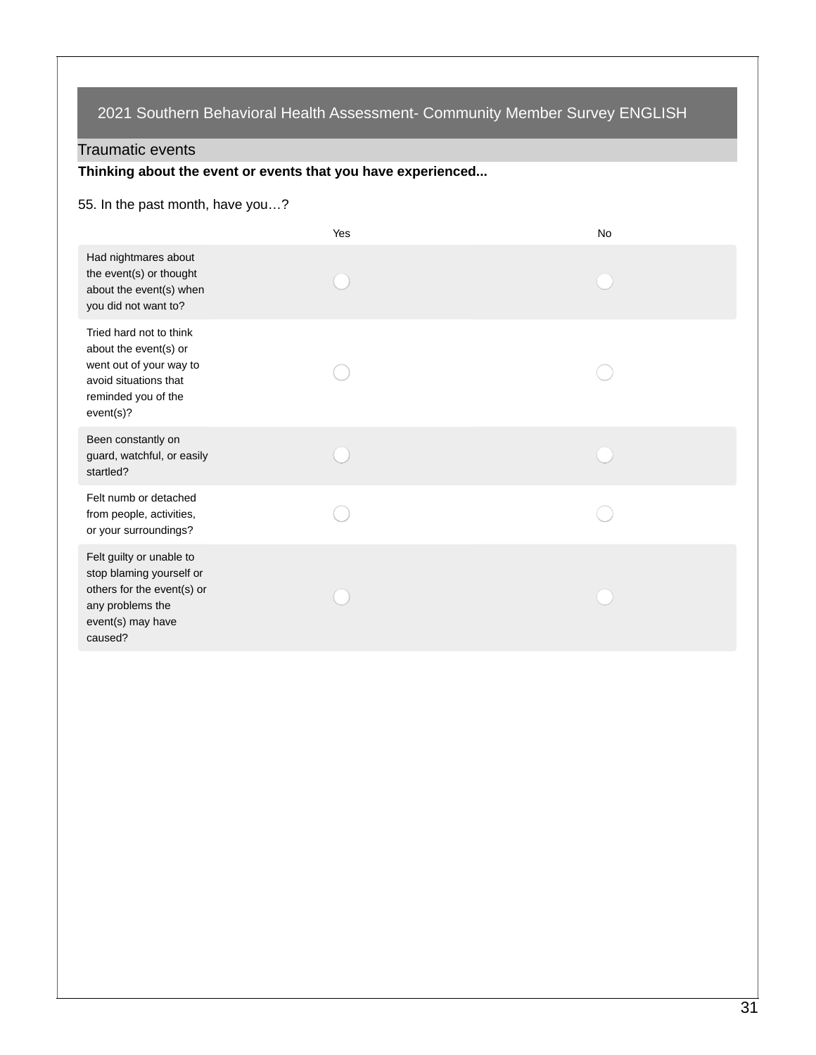## 2021 Southern Behavioral Health Assessment- Community Member Survey ENGLISH

### Traumatic events

**Thinking about the event or events that you have experienced...**

55. In the past month, have you…?

| | Yes | No |
|---|---|---|
| Had nightmares about the event(s) or thought about the event(s) when you did not want to? | ◯ | ◯ |
| Tried hard not to think about the event(s) or went out of your way to avoid situations that reminded you of the event(s)? | ◯ | ◯ |
| Been constantly on guard, watchful, or easily startled? | ◯ | ◯ |
| Felt numb or detached from people, activities, or your surroundings? | ◯ | ◯ |
| Felt guilty or unable to stop blaming yourself or others for the event(s) or any problems the event(s) may have caused? | ◯ | ◯ |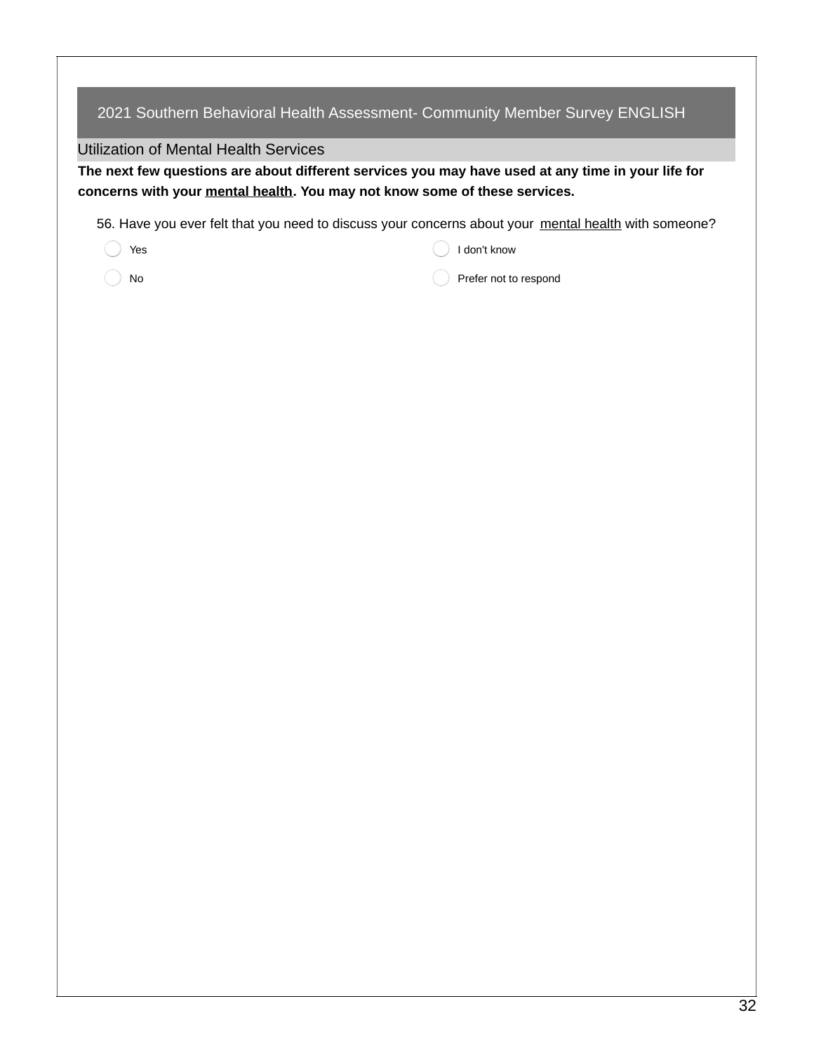# 2021 Southern Behavioral Health Assessment- Community Member Survey ENGLISH

## Utilization of Mental Health Services

**The next few questions are about different services you may have used at any time in your life for concerns with your mental health. You may not know some of these services.**

56. Have you ever felt that you need to discuss your concerns about your mental health with someone?

- ◯ Yes
- ◯ No
- ◯ I don't know
- ◯ Prefer not to respond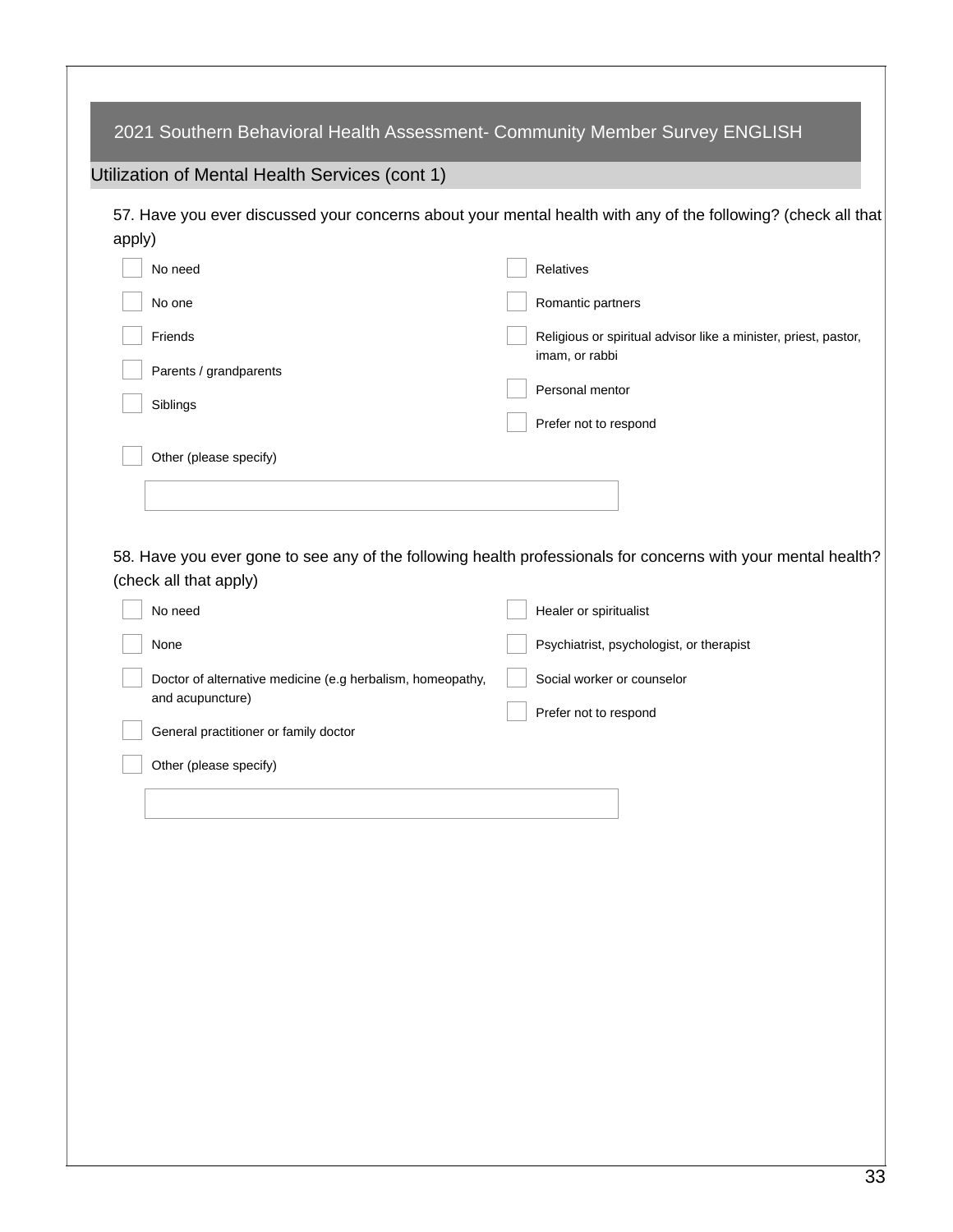## 2021 Southern Behavioral Health Assessment- Community Member Survey ENGLISH

### Utilization of Mental Health Services (cont 1)

57. Have you ever discussed your concerns about your mental health with any of the following? (check all that apply)

- [ ] No need
- [ ] No one
- [ ] Friends
- [ ] Parents / grandparents
- [ ] Siblings
- [ ] Relatives
- [ ] Romantic partners
- [ ] Religious or spiritual advisor like a minister, priest, pastor, imam, or rabbi
- [ ] Personal mentor
- [ ] Prefer not to respond
- [ ] Other (please specify)

\_\_\_\_\_\_\_\_\_\_\_\_\_\_\_\_\_\_\_\_\_\_\_\_\_\_\_\_\_\_

58. Have you ever gone to see any of the following health professionals for concerns with your mental health? (check all that apply)

- [ ] No need
- [ ] None
- [ ] Doctor of alternative medicine (e.g herbalism, homeopathy, and acupuncture)
- [ ] General practitioner or family doctor
- [ ] Healer or spiritualist
- [ ] Psychiatrist, psychologist, or therapist
- [ ] Social worker or counselor
- [ ] Prefer not to respond
- [ ] Other (please specify)

\_\_\_\_\_\_\_\_\_\_\_\_\_\_\_\_\_\_\_\_\_\_\_\_\_\_\_\_\_\_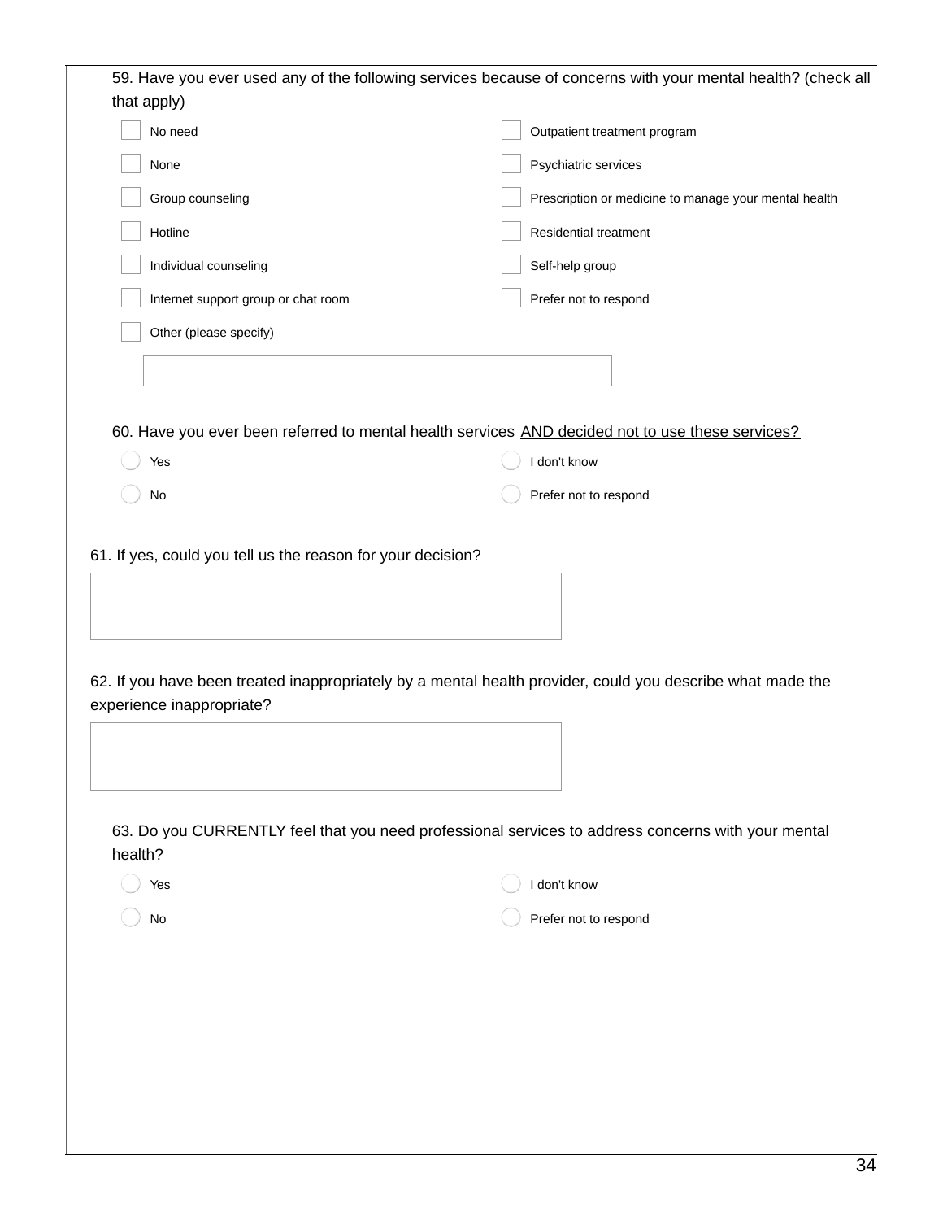59. Have you ever used any of the following services because of concerns with your mental health? (check all that apply)

- [ ] No need
- [ ] None
- [ ] Group counseling
- [ ] Hotline
- [ ] Individual counseling
- [ ] Internet support group or chat room
- [ ] Other (please specify)
- [ ] Outpatient treatment program
- [ ] Psychiatric services
- [ ] Prescription or medicine to manage your mental health
- [ ] Residential treatment
- [ ] Self-help group
- [ ] Prefer not to respond

60. Have you ever been referred to mental health services AND decided not to use these services?

- ○ Yes
- ○ No
- ○ I don't know
- ○ Prefer not to respond

61. If yes, could you tell us the reason for your decision?

62. If you have been treated inappropriately by a mental health provider, could you describe what made the experience inappropriate?

63. Do you CURRENTLY feel that you need professional services to address concerns with your mental health?

- ○ Yes
- ○ No
- ○ I don't know
- ○ Prefer not to respond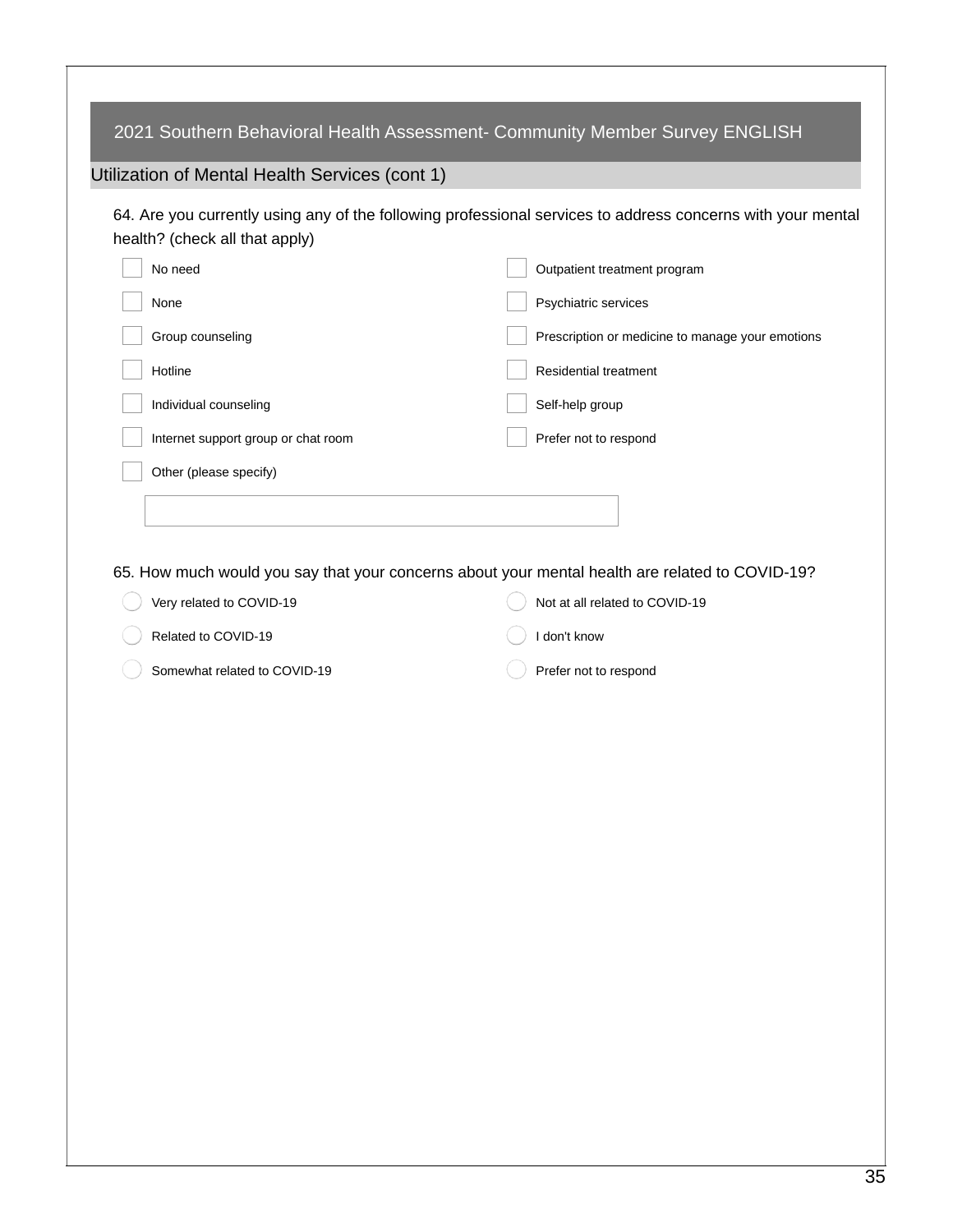## 2021 Southern Behavioral Health Assessment- Community Member Survey ENGLISH

### Utilization of Mental Health Services (cont 1)

64. Are you currently using any of the following professional services to address concerns with your mental health? (check all that apply)

- [ ] No need
- [ ] None
- [ ] Group counseling
- [ ] Hotline
- [ ] Individual counseling
- [ ] Internet support group or chat room
- [ ] Other (please specify)
- [ ] Outpatient treatment program
- [ ] Psychiatric services
- [ ] Prescription or medicine to manage your emotions
- [ ] Residential treatment
- [ ] Self-help group
- [ ] Prefer not to respond

65. How much would you say that your concerns about your mental health are related to COVID-19?

- ( ) Very related to COVID-19
- ( ) Related to COVID-19
- ( ) Somewhat related to COVID-19
- ( ) Not at all related to COVID-19
- ( ) I don't know
- ( ) Prefer not to respond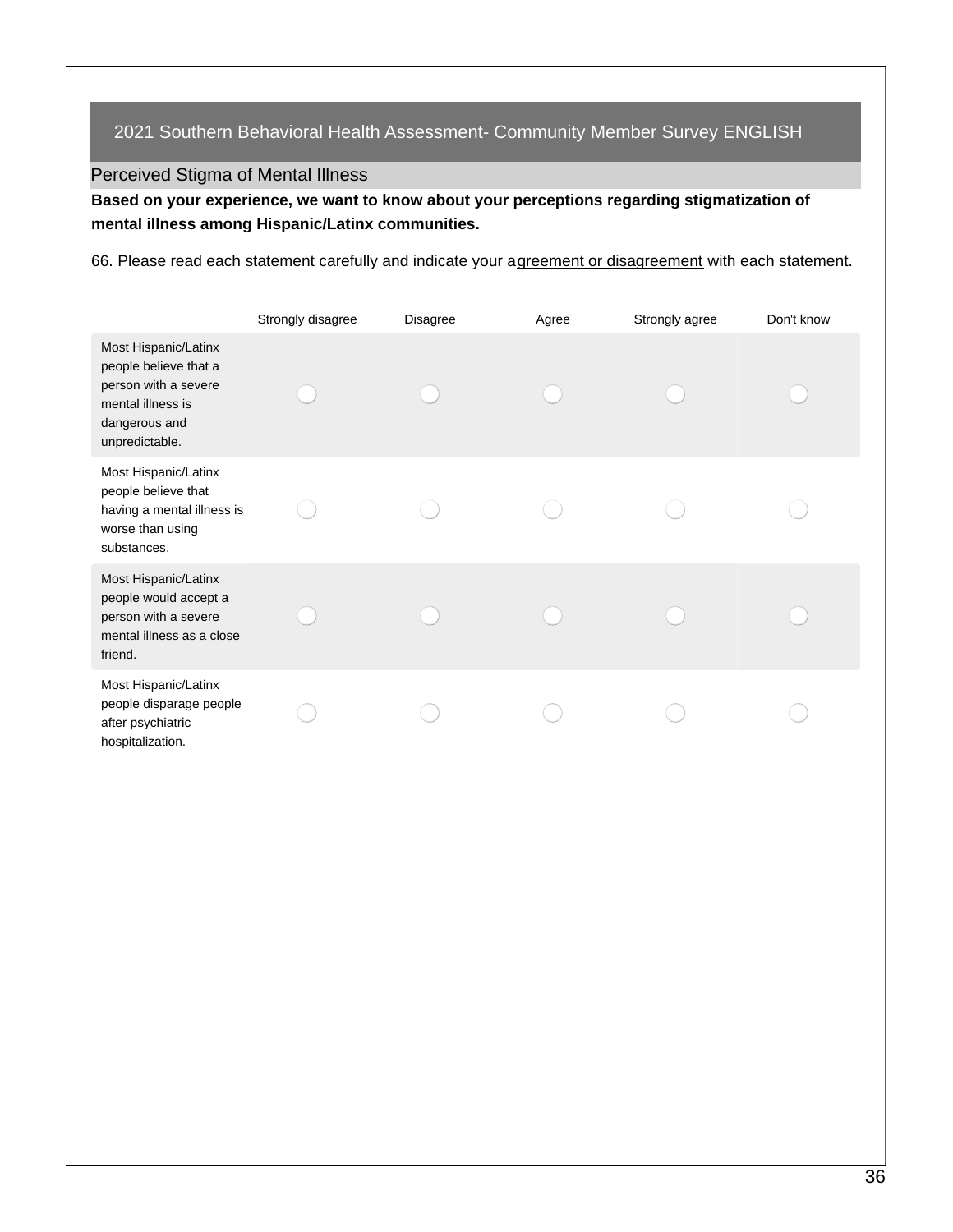## 2021 Southern Behavioral Health Assessment- Community Member Survey ENGLISH

### Perceived Stigma of Mental Illness

**Based on your experience, we want to know about your perceptions regarding stigmatization of mental illness among Hispanic/Latinx communities.**

66. Please read each statement carefully and indicate your agreement or disagreement with each statement.

| | Strongly disagree | Disagree | Agree | Strongly agree | Don't know |
|---|---|---|---|---|---|
| Most Hispanic/Latinx people believe that a person with a severe mental illness is dangerous and unpredictable. | ◯ | ◯ | ◯ | ◯ | ◯ |
| Most Hispanic/Latinx people believe that having a mental illness is worse than using substances. | ◯ | ◯ | ◯ | ◯ | ◯ |
| Most Hispanic/Latinx people would accept a person with a severe mental illness as a close friend. | ◯ | ◯ | ◯ | ◯ | ◯ |
| Most Hispanic/Latinx people disparage people after psychiatric hospitalization. | ◯ | ◯ | ◯ | ◯ | ◯ |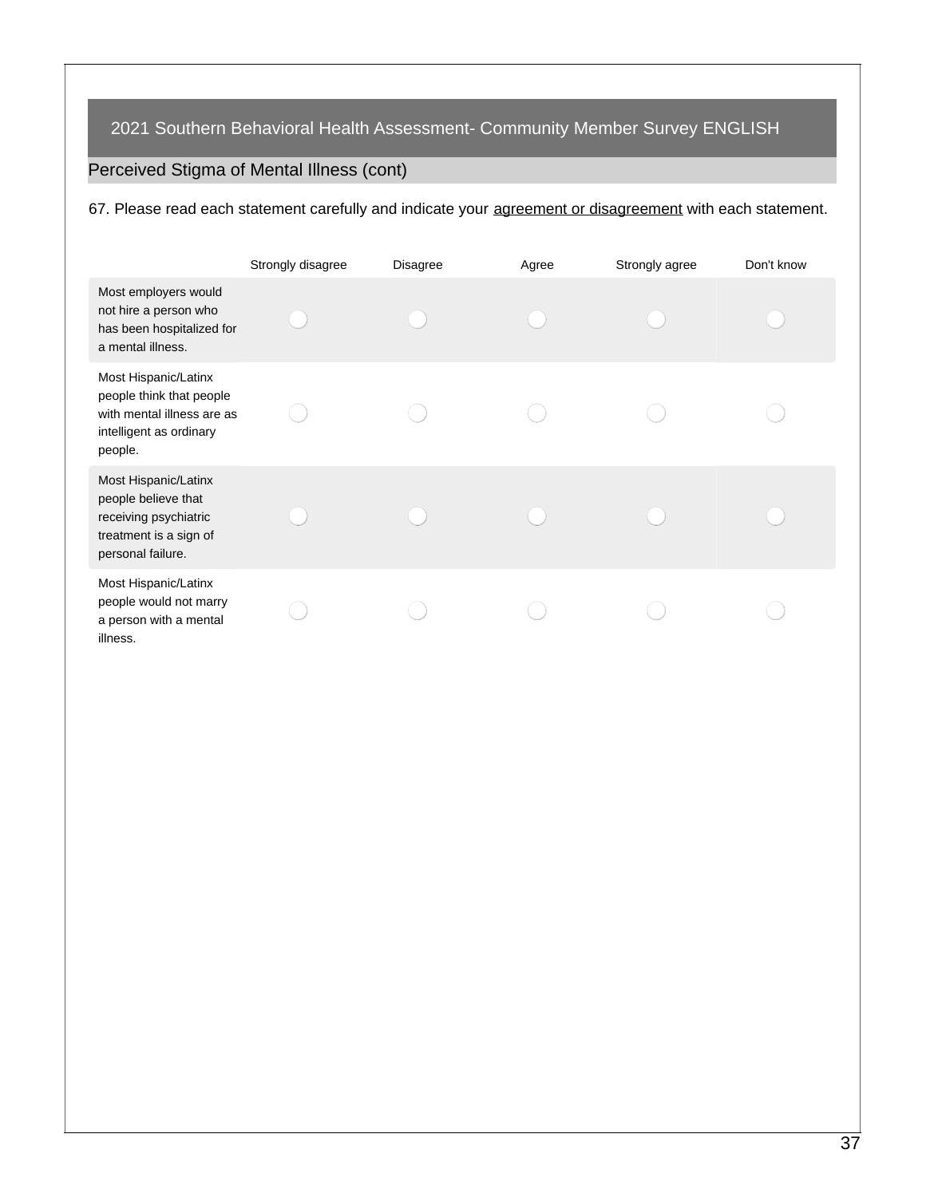## 2021 Southern Behavioral Health Assessment- Community Member Survey ENGLISH

### Perceived Stigma of Mental Illness (cont)

67. Please read each statement carefully and indicate your agreement or disagreement with each statement.

| | Strongly disagree | Disagree | Agree | Strongly agree | Don't know |
|---|---|---|---|---|---|
| Most employers would not hire a person who has been hospitalized for a mental illness. | ◯ | ◯ | ◯ | ◯ | ◯ |
| Most Hispanic/Latinx people think that people with mental illness are as intelligent as ordinary people. | ◯ | ◯ | ◯ | ◯ | ◯ |
| Most Hispanic/Latinx people believe that receiving psychiatric treatment is a sign of personal failure. | ◯ | ◯ | ◯ | ◯ | ◯ |
| Most Hispanic/Latinx people would not marry a person with a mental illness. | ◯ | ◯ | ◯ | ◯ | ◯ |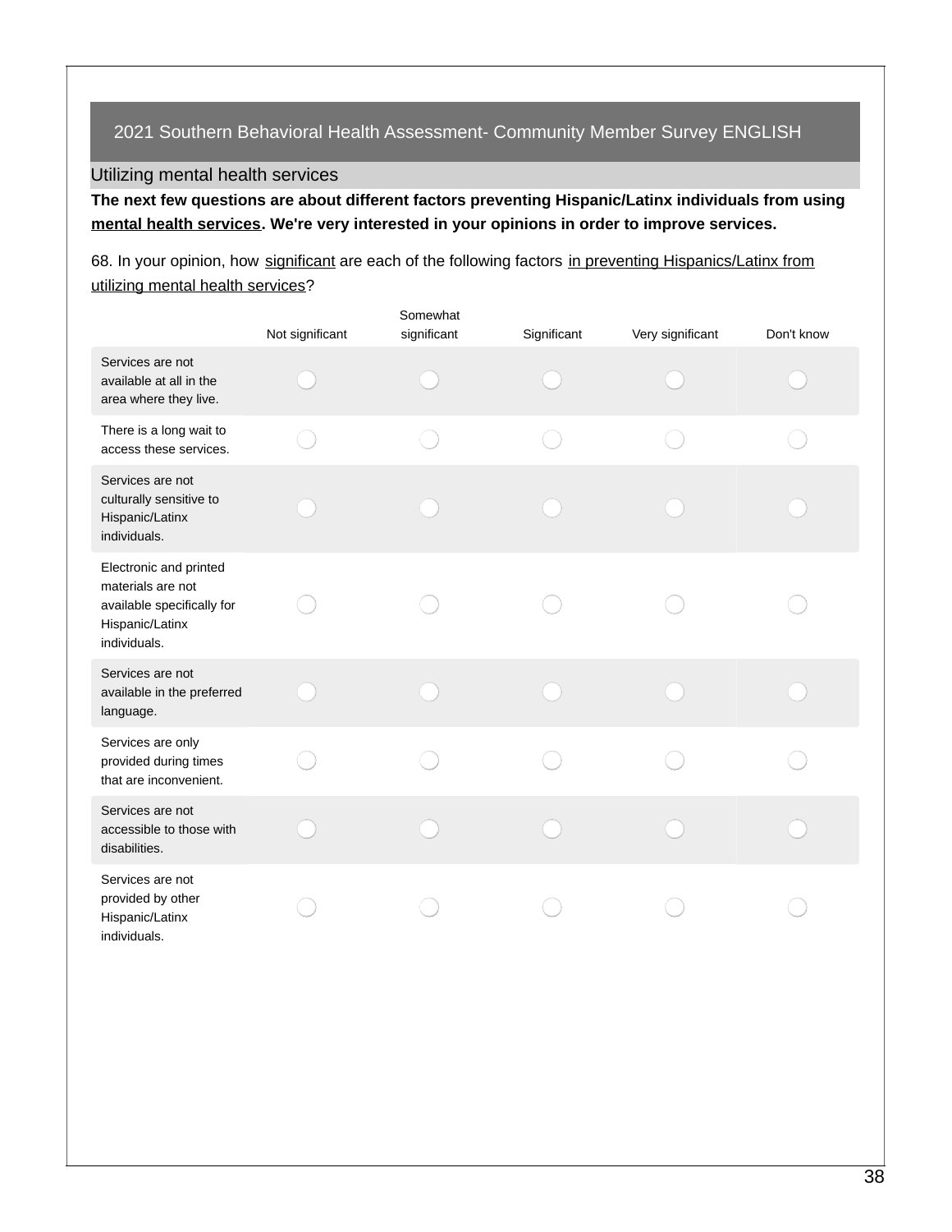## 2021 Southern Behavioral Health Assessment- Community Member Survey ENGLISH

### Utilizing mental health services

**The next few questions are about different factors preventing Hispanic/Latinx individuals from using mental health services. We're very interested in your opinions in order to improve services.**

68. In your opinion, how significant are each of the following factors in preventing Hispanics/Latinx from utilizing mental health services?

| | Not significant | Somewhat significant | Significant | Very significant | Don't know |
|---|---|---|---|---|---|
| Services are not available at all in the area where they live. | ◯ | ◯ | ◯ | ◯ | ◯ |
| There is a long wait to access these services. | ◯ | ◯ | ◯ | ◯ | ◯ |
| Services are not culturally sensitive to Hispanic/Latinx individuals. | ◯ | ◯ | ◯ | ◯ | ◯ |
| Electronic and printed materials are not available specifically for Hispanic/Latinx individuals. | ◯ | ◯ | ◯ | ◯ | ◯ |
| Services are not available in the preferred language. | ◯ | ◯ | ◯ | ◯ | ◯ |
| Services are only provided during times that are inconvenient. | ◯ | ◯ | ◯ | ◯ | ◯ |
| Services are not accessible to those with disabilities. | ◯ | ◯ | ◯ | ◯ | ◯ |
| Services are not provided by other Hispanic/Latinx individuals. | ◯ | ◯ | ◯ | ◯ | ◯ |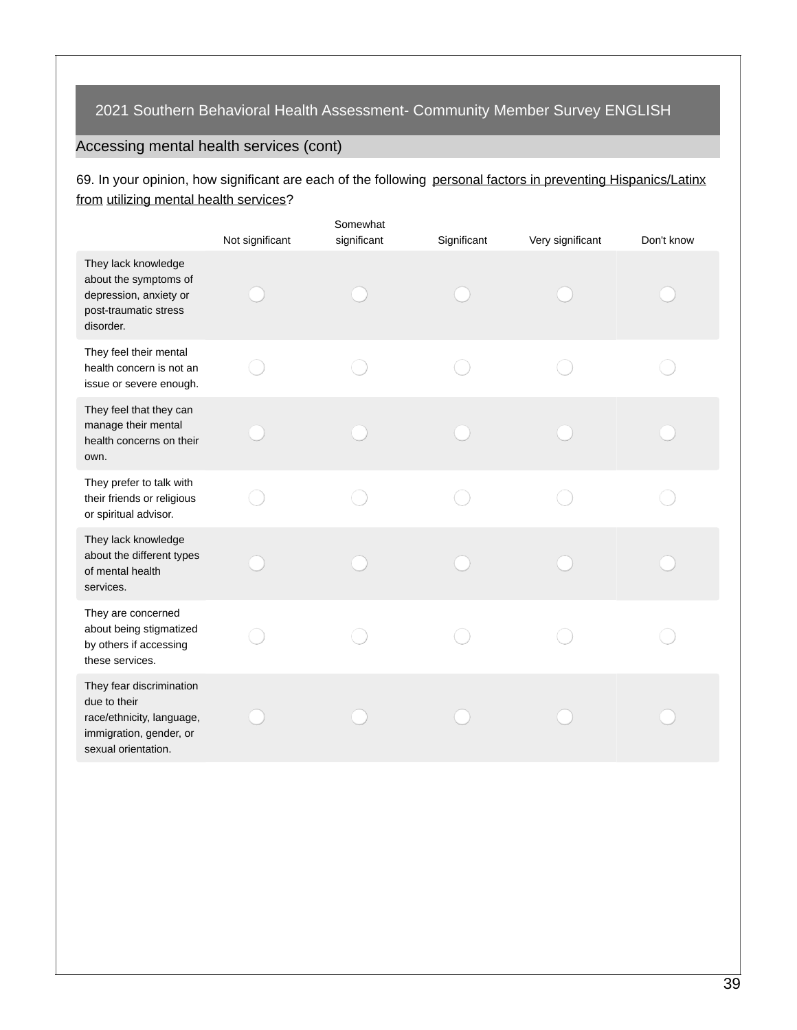## 2021 Southern Behavioral Health Assessment- Community Member Survey ENGLISH

### Accessing mental health services (cont)

69. In your opinion, how significant are each of the following personal factors in preventing Hispanics/Latinx from utilizing mental health services?

| | Not significant | Somewhat significant | Significant | Very significant | Don't know |
|---|---|---|---|---|---|
| They lack knowledge about the symptoms of depression, anxiety or post-traumatic stress disorder. | ◯ | ◯ | ◯ | ◯ | ◯ |
| They feel their mental health concern is not an issue or severe enough. | ◯ | ◯ | ◯ | ◯ | ◯ |
| They feel that they can manage their mental health concerns on their own. | ◯ | ◯ | ◯ | ◯ | ◯ |
| They prefer to talk with their friends or religious or spiritual advisor. | ◯ | ◯ | ◯ | ◯ | ◯ |
| They lack knowledge about the different types of mental health services. | ◯ | ◯ | ◯ | ◯ | ◯ |
| They are concerned about being stigmatized by others if accessing these services. | ◯ | ◯ | ◯ | ◯ | ◯ |
| They fear discrimination due to their race/ethnicity, language, immigration, gender, or sexual orientation. | ◯ | ◯ | ◯ | ◯ | ◯ |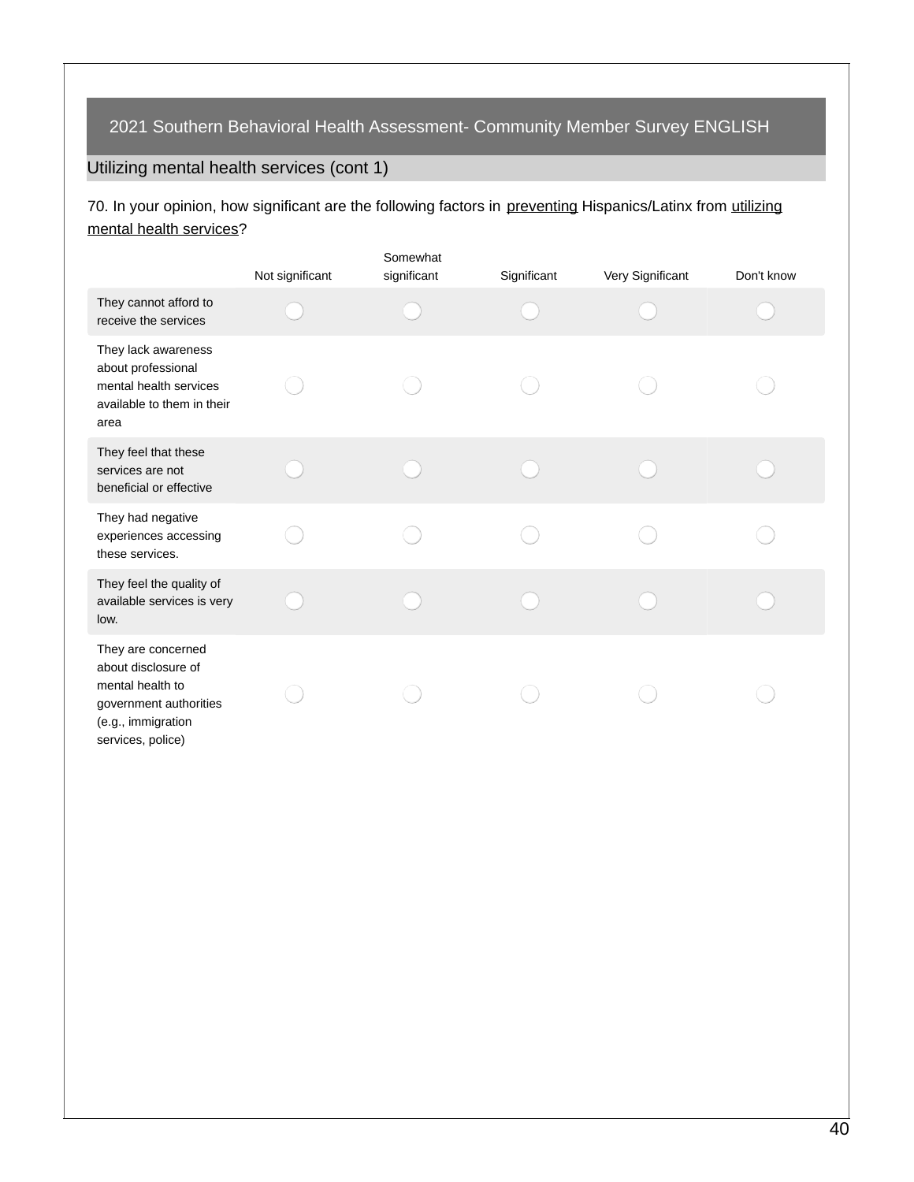## 2021 Southern Behavioral Health Assessment- Community Member Survey ENGLISH

### Utilizing mental health services (cont 1)

70. In your opinion, how significant are the following factors in preventing Hispanics/Latinx from utilizing mental health services?

| | Not significant | Somewhat significant | Significant | Very Significant | Don't know |
|---|---|---|---|---|---|
| They cannot afford to receive the services | ◯ | ◯ | ◯ | ◯ | ◯ |
| They lack awareness about professional mental health services available to them in their area | ◯ | ◯ | ◯ | ◯ | ◯ |
| They feel that these services are not beneficial or effective | ◯ | ◯ | ◯ | ◯ | ◯ |
| They had negative experiences accessing these services. | ◯ | ◯ | ◯ | ◯ | ◯ |
| They feel the quality of available services is very low. | ◯ | ◯ | ◯ | ◯ | ◯ |
| They are concerned about disclosure of mental health to government authorities (e.g., immigration services, police) | ◯ | ◯ | ◯ | ◯ | ◯ |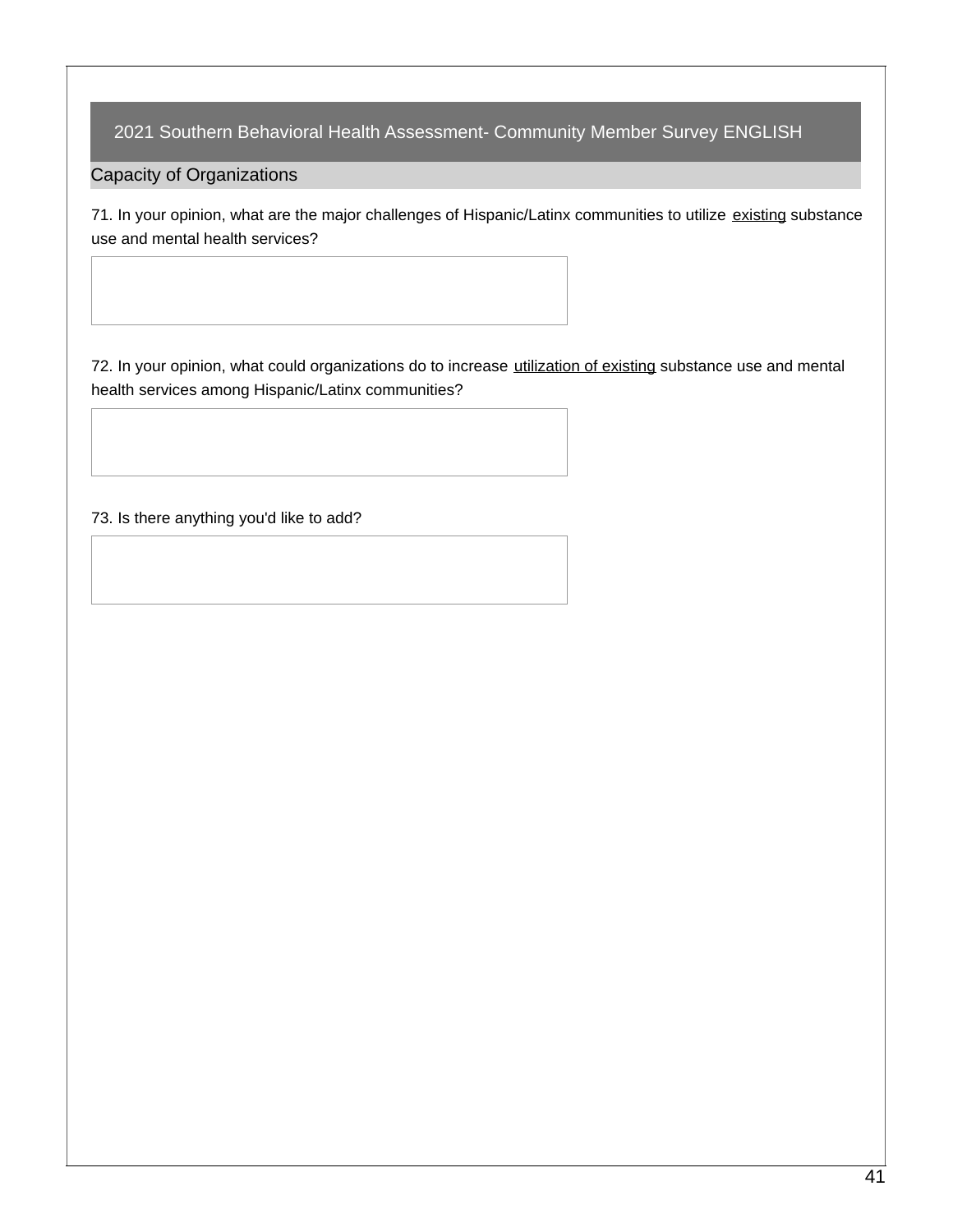## 2021 Southern Behavioral Health Assessment- Community Member Survey ENGLISH

### Capacity of Organizations

71. In your opinion, what are the major challenges of Hispanic/Latinx communities to utilize <u>existing</u> substance use and mental health services?

72. In your opinion, what could organizations do to increase <u>utilization of existing</u> substance use and mental health services among Hispanic/Latinx communities?

73. Is there anything you'd like to add?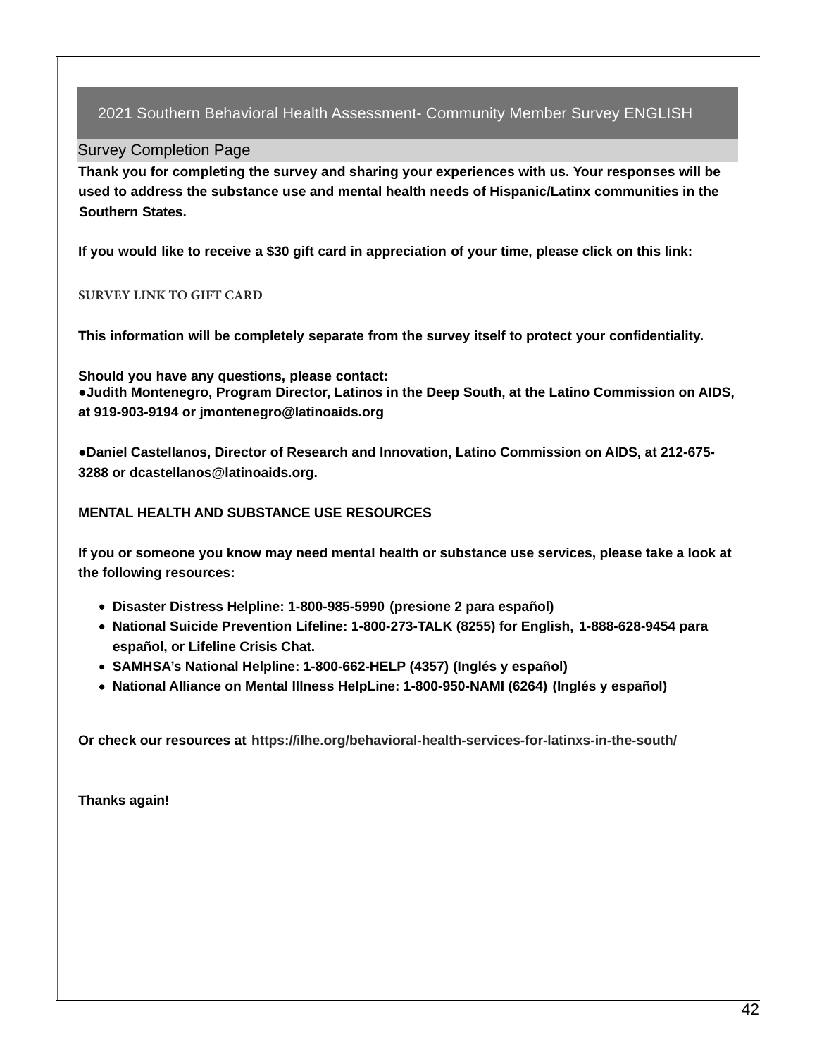## 2021 Southern Behavioral Health Assessment- Community Member Survey ENGLISH

### Survey Completion Page

**Thank you for completing the survey and sharing your experiences with us. Your responses will be used to address the substance use and mental health needs of Hispanic/Latinx communities in the Southern States.**

**If you would like to receive a $30 gift card in appreciation of your time, please click on this link:**

SURVEY LINK TO GIFT CARD

**This information will be completely separate from the survey itself to protect your confidentiality.**

**Should you have any questions, please contact:**

- **Judith Montenegro, Program Director, Latinos in the Deep South, at the Latino Commission on AIDS, at 919-903-9194 or jmontenegro@latinoaids.org**

- **Daniel Castellanos, Director of Research and Innovation, Latino Commission on AIDS, at 212-675-3288 or dcastellanos@latinoaids.org.**

**MENTAL HEALTH AND SUBSTANCE USE RESOURCES**

**If you or someone you know may need mental health or substance use services, please take a look at the following resources:**

- **Disaster Distress Helpline: 1-800-985-5990 (presione 2 para español)**
- **National Suicide Prevention Lifeline: 1-800-273-TALK (8255) for English, 1-888-628-9454 para español, or Lifeline Crisis Chat.**
- **SAMHSA's National Helpline: 1-800-662-HELP (4357) (Inglés y español)**
- **National Alliance on Mental Illness HelpLine: 1-800-950-NAMI (6264) (Inglés y español)**

**Or check our resources at https://ilhe.org/behavioral-health-services-for-latinxs-in-the-south/**

**Thanks again!**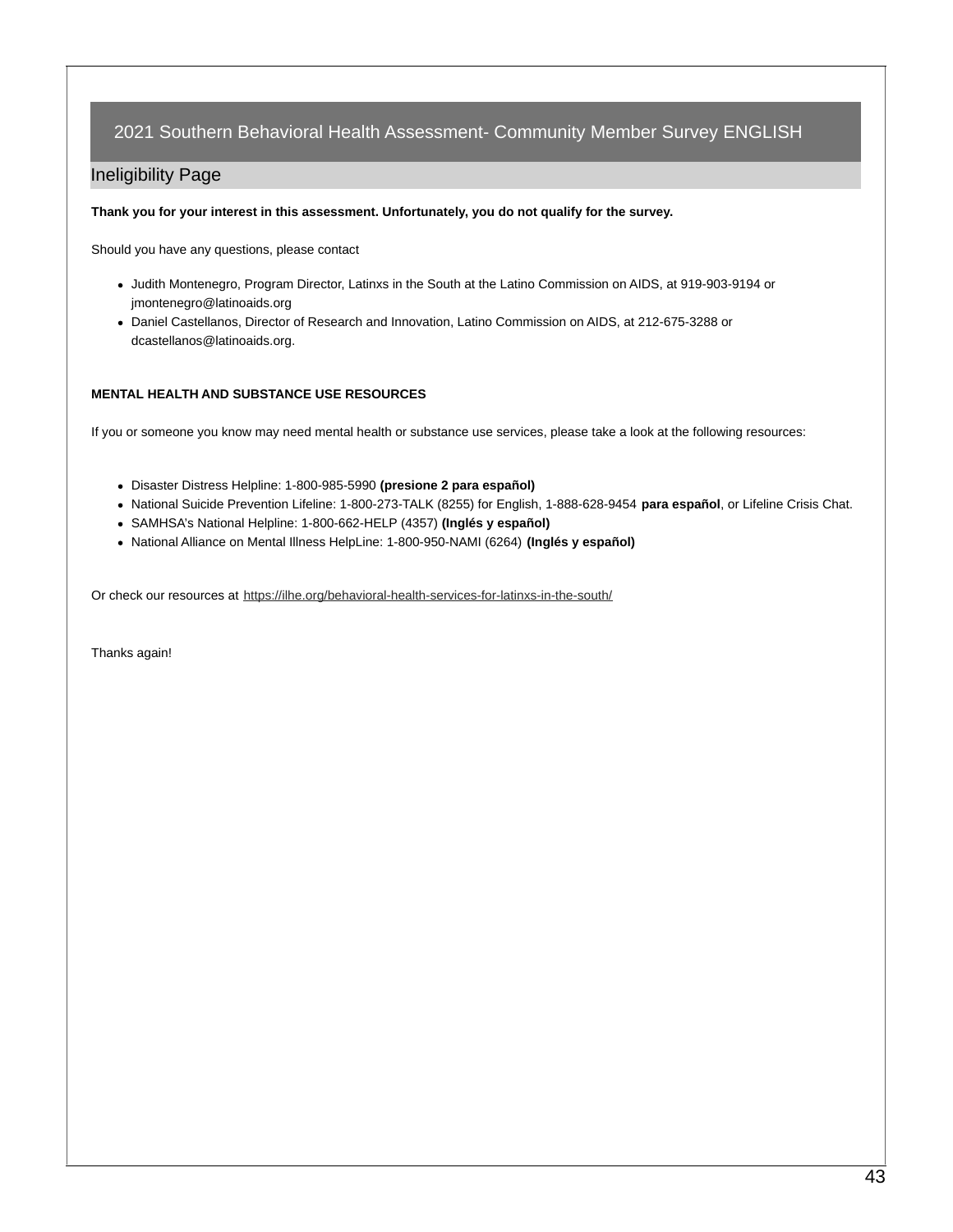## 2021 Southern Behavioral Health Assessment- Community Member Survey ENGLISH

### Ineligibility Page

**Thank you for your interest in this assessment. Unfortunately, you do not qualify for the survey.**

Should you have any questions, please contact

- Judith Montenegro, Program Director, Latinxs in the South at the Latino Commission on AIDS, at 919-903-9194 or jmontenegro@latinoaids.org
- Daniel Castellanos, Director of Research and Innovation, Latino Commission on AIDS, at 212-675-3288 or dcastellanos@latinoaids.org.

**MENTAL HEALTH AND SUBSTANCE USE RESOURCES**

If you or someone you know may need mental health or substance use services, please take a look at the following resources:

- Disaster Distress Helpline: 1-800-985-5990 **(presione 2 para español)**
- National Suicide Prevention Lifeline: 1-800-273-TALK (8255) for English, 1-888-628-9454 **para español**, or Lifeline Crisis Chat.
- SAMHSA's National Helpline: 1-800-662-HELP (4357) **(Inglés y español)**
- National Alliance on Mental Illness HelpLine: 1-800-950-NAMI (6264) **(Inglés y español)**

Or check our resources at https://ilhe.org/behavioral-health-services-for-latinxs-in-the-south/

Thanks again!